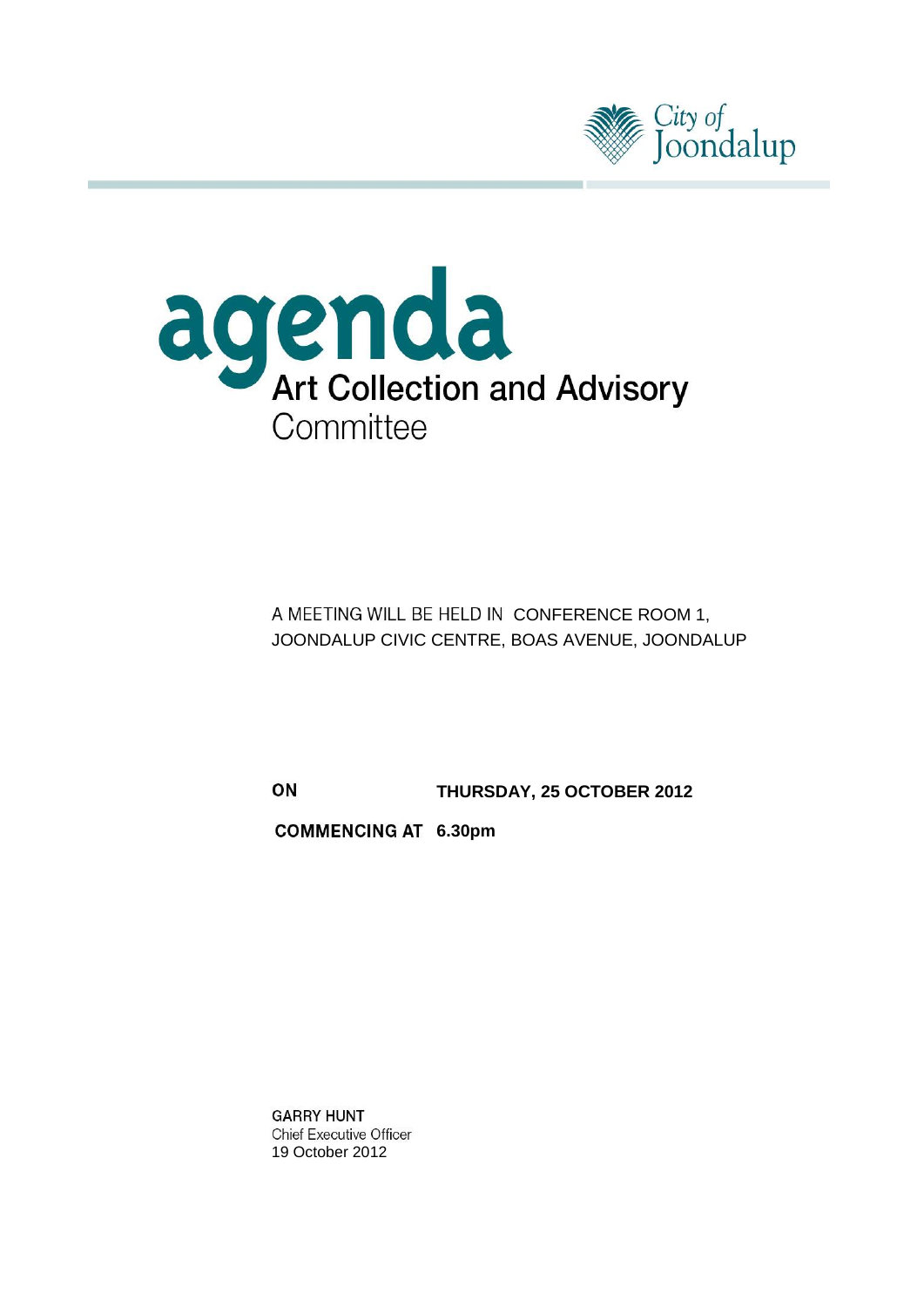City of Joondalup

# agenda
## Art Collection and Advisory Committee

A MEETING WILL BE HELD IN CONFERENCE ROOM 1, JOONDALUP CIVIC CENTRE, BOAS AVENUE, JOONDALUP

**ON** **THURSDAY, 25 OCTOBER 2012**

**COMMENCING AT** **6.30pm**

**GARRY HUNT**
Chief Executive Officer
19 October 2012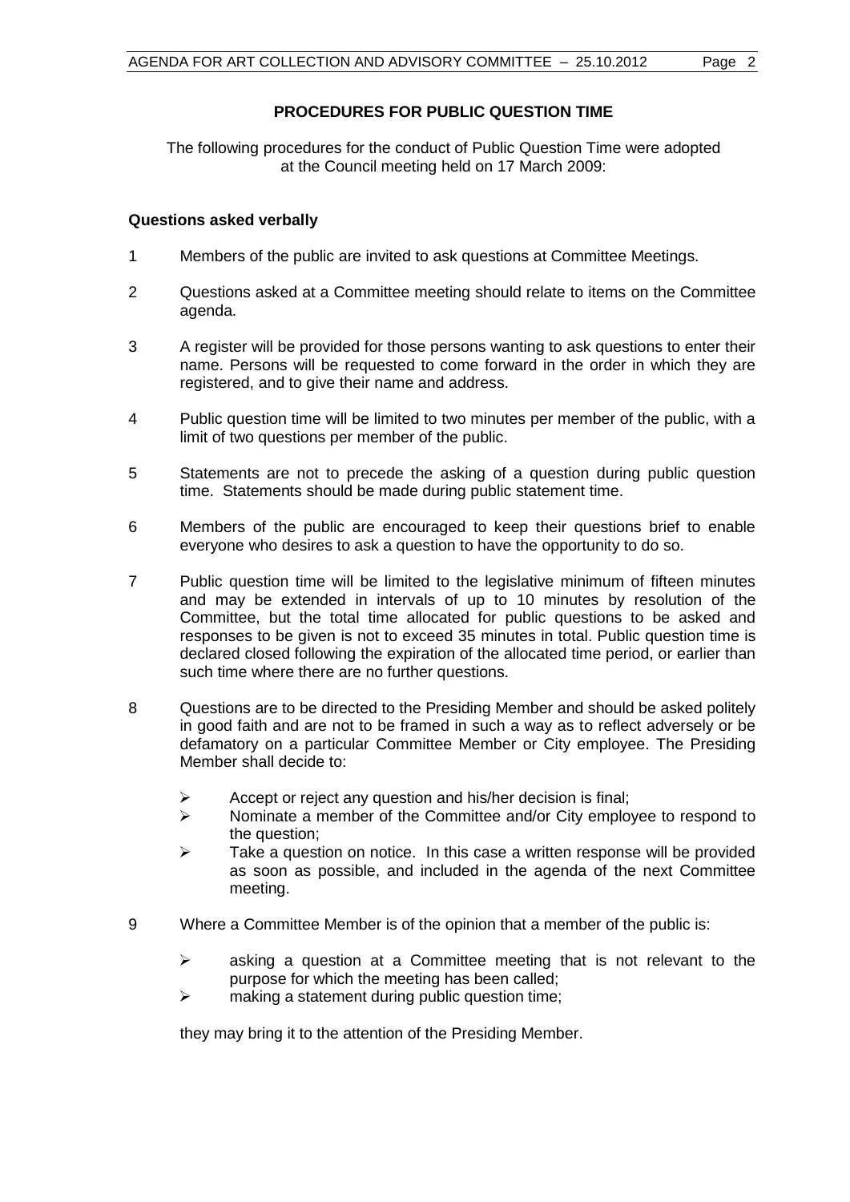## PROCEDURES FOR PUBLIC QUESTION TIME

The following procedures for the conduct of Public Question Time were adopted at the Council meeting held on 17 March 2009:

**Questions asked verbally**

1. Members of the public are invited to ask questions at Committee Meetings.

2. Questions asked at a Committee meeting should relate to items on the Committee agenda.

3. A register will be provided for those persons wanting to ask questions to enter their name. Persons will be requested to come forward in the order in which they are registered, and to give their name and address.

4. Public question time will be limited to two minutes per member of the public, with a limit of two questions per member of the public.

5. Statements are not to precede the asking of a question during public question time. Statements should be made during public statement time.

6. Members of the public are encouraged to keep their questions brief to enable everyone who desires to ask a question to have the opportunity to do so.

7. Public question time will be limited to the legislative minimum of fifteen minutes and may be extended in intervals of up to 10 minutes by resolution of the Committee, but the total time allocated for public questions to be asked and responses to be given is not to exceed 35 minutes in total. Public question time is declared closed following the expiration of the allocated time period, or earlier than such time where there are no further questions.

8. Questions are to be directed to the Presiding Member and should be asked politely in good faith and are not to be framed in such a way as to reflect adversely or be defamatory on a particular Committee Member or City employee. The Presiding Member shall decide to:

   - Accept or reject any question and his/her decision is final;
   - Nominate a member of the Committee and/or City employee to respond to the question;
   - Take a question on notice. In this case a written response will be provided as soon as possible, and included in the agenda of the next Committee meeting.

9. Where a Committee Member is of the opinion that a member of the public is:

   - asking a question at a Committee meeting that is not relevant to the purpose for which the meeting has been called;
   - making a statement during public question time;

   they may bring it to the attention of the Presiding Member.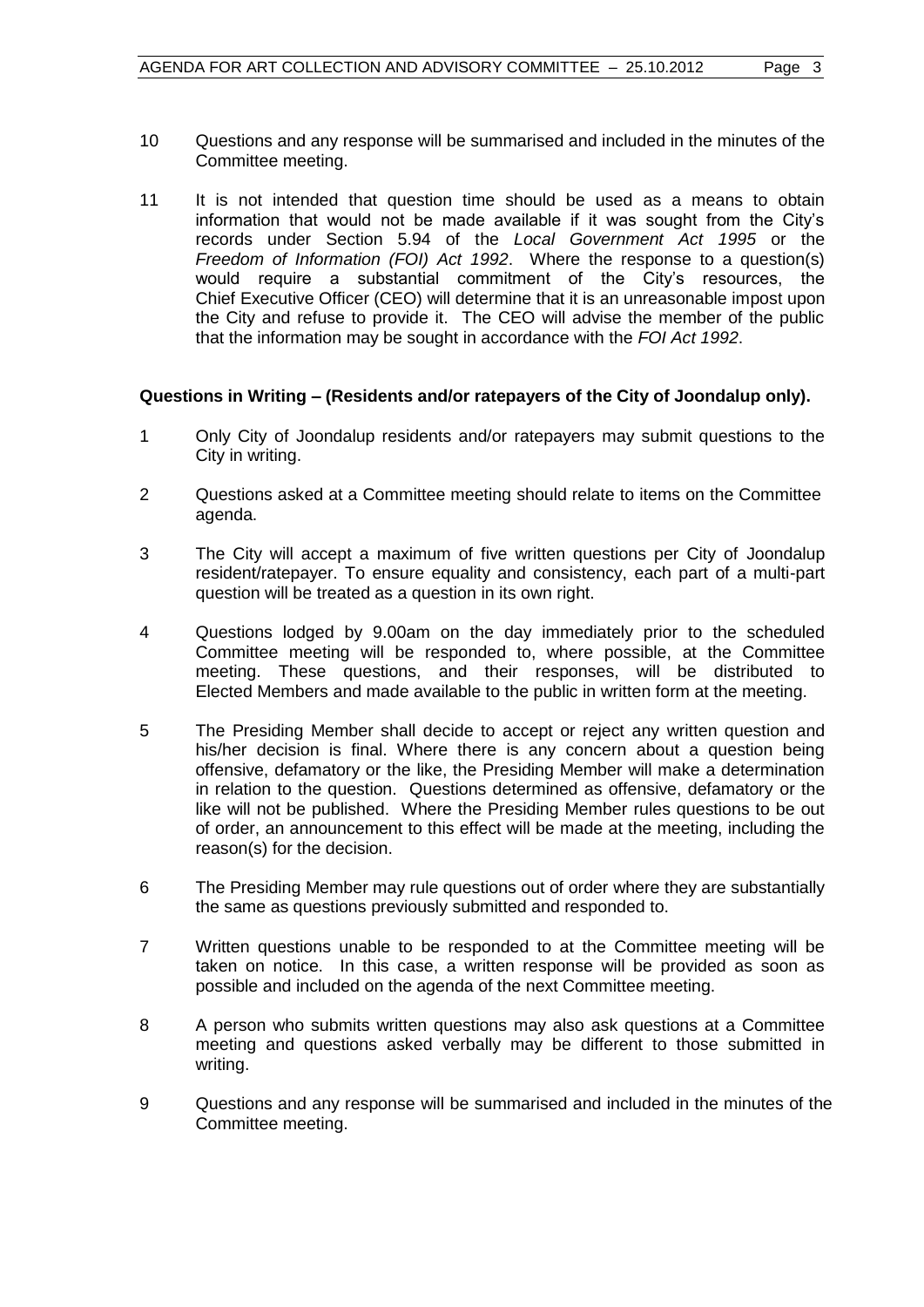10 Questions and any response will be summarised and included in the minutes of the Committee meeting.

11 It is not intended that question time should be used as a means to obtain information that would not be made available if it was sought from the City's records under Section 5.94 of the *Local Government Act 1995* or the *Freedom of Information (FOI) Act 1992*. Where the response to a question(s) would require a substantial commitment of the City's resources, the Chief Executive Officer (CEO) will determine that it is an unreasonable impost upon the City and refuse to provide it. The CEO will advise the member of the public that the information may be sought in accordance with the *FOI Act 1992*.

**Questions in Writing – (Residents and/or ratepayers of the City of Joondalup only).**

1 Only City of Joondalup residents and/or ratepayers may submit questions to the City in writing.

2 Questions asked at a Committee meeting should relate to items on the Committee agenda.

3 The City will accept a maximum of five written questions per City of Joondalup resident/ratepayer. To ensure equality and consistency, each part of a multi-part question will be treated as a question in its own right.

4 Questions lodged by 9.00am on the day immediately prior to the scheduled Committee meeting will be responded to, where possible, at the Committee meeting. These questions, and their responses, will be distributed to Elected Members and made available to the public in written form at the meeting.

5 The Presiding Member shall decide to accept or reject any written question and his/her decision is final. Where there is any concern about a question being offensive, defamatory or the like, the Presiding Member will make a determination in relation to the question. Questions determined as offensive, defamatory or the like will not be published. Where the Presiding Member rules questions to be out of order, an announcement to this effect will be made at the meeting, including the reason(s) for the decision.

6 The Presiding Member may rule questions out of order where they are substantially the same as questions previously submitted and responded to.

7 Written questions unable to be responded to at the Committee meeting will be taken on notice. In this case, a written response will be provided as soon as possible and included on the agenda of the next Committee meeting.

8 A person who submits written questions may also ask questions at a Committee meeting and questions asked verbally may be different to those submitted in writing.

9 Questions and any response will be summarised and included in the minutes of the Committee meeting.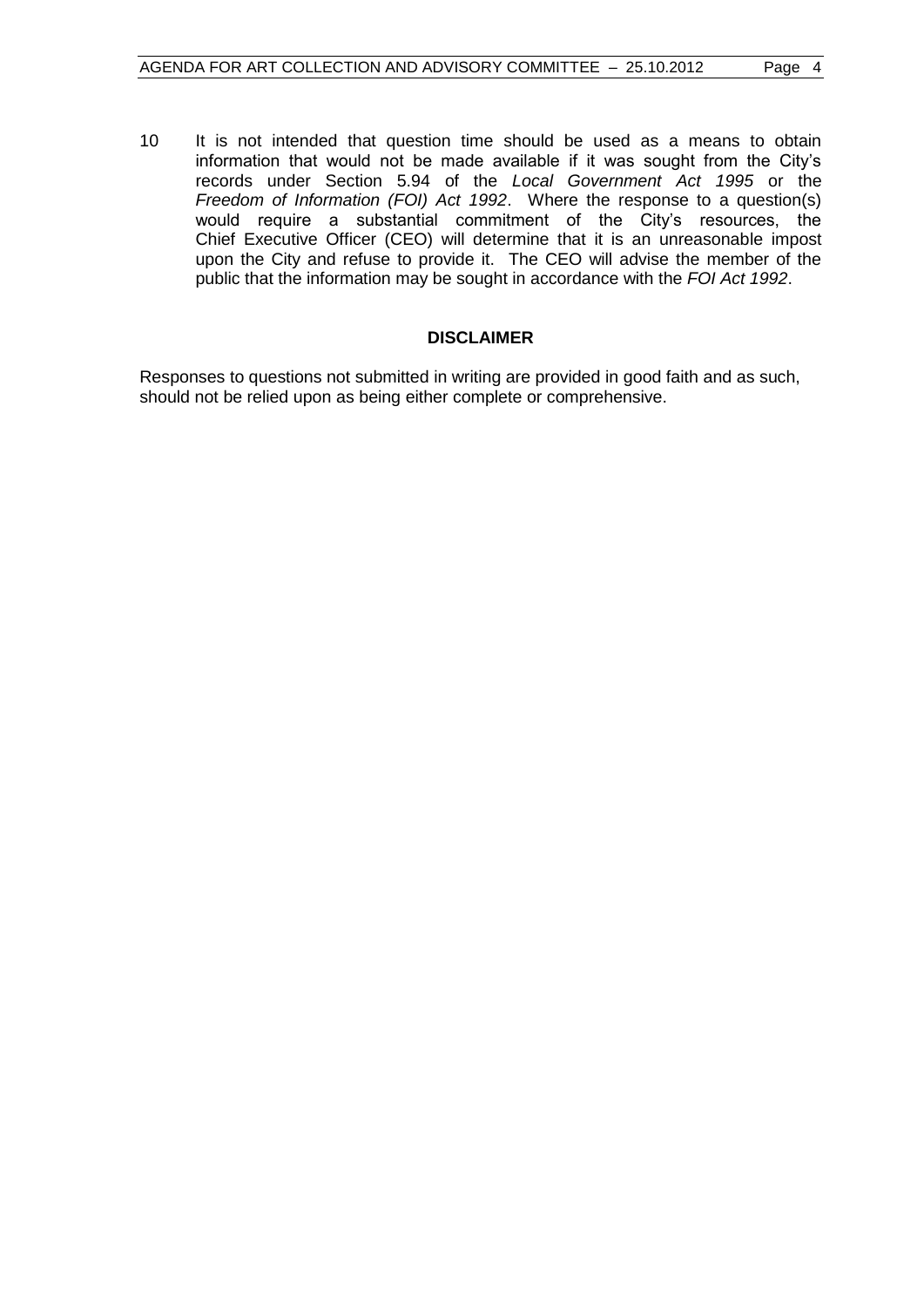10 It is not intended that question time should be used as a means to obtain information that would not be made available if it was sought from the City's records under Section 5.94 of the *Local Government Act 1995* or the *Freedom of Information (FOI) Act 1992*. Where the response to a question(s) would require a substantial commitment of the City's resources, the Chief Executive Officer (CEO) will determine that it is an unreasonable impost upon the City and refuse to provide it. The CEO will advise the member of the public that the information may be sought in accordance with the *FOI Act 1992*.

**DISCLAIMER**

Responses to questions not submitted in writing are provided in good faith and as such, should not be relied upon as being either complete or comprehensive.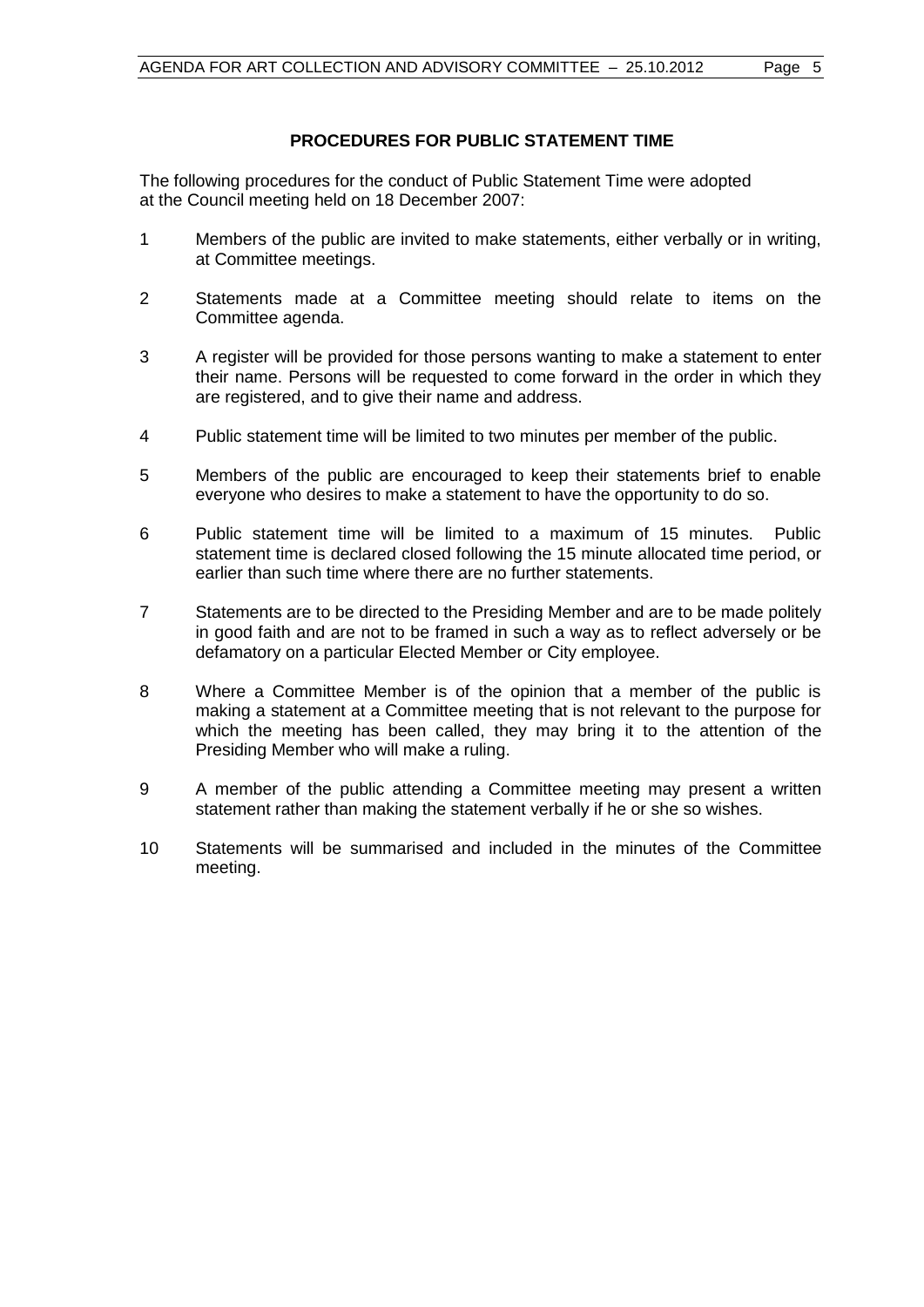## PROCEDURES FOR PUBLIC STATEMENT TIME

The following procedures for the conduct of Public Statement Time were adopted at the Council meeting held on 18 December 2007:

1 Members of the public are invited to make statements, either verbally or in writing, at Committee meetings.

2 Statements made at a Committee meeting should relate to items on the Committee agenda.

3 A register will be provided for those persons wanting to make a statement to enter their name. Persons will be requested to come forward in the order in which they are registered, and to give their name and address.

4 Public statement time will be limited to two minutes per member of the public.

5 Members of the public are encouraged to keep their statements brief to enable everyone who desires to make a statement to have the opportunity to do so.

6 Public statement time will be limited to a maximum of 15 minutes. Public statement time is declared closed following the 15 minute allocated time period, or earlier than such time where there are no further statements.

7 Statements are to be directed to the Presiding Member and are to be made politely in good faith and are not to be framed in such a way as to reflect adversely or be defamatory on a particular Elected Member or City employee.

8 Where a Committee Member is of the opinion that a member of the public is making a statement at a Committee meeting that is not relevant to the purpose for which the meeting has been called, they may bring it to the attention of the Presiding Member who will make a ruling.

9 A member of the public attending a Committee meeting may present a written statement rather than making the statement verbally if he or she so wishes.

10 Statements will be summarised and included in the minutes of the Committee meeting.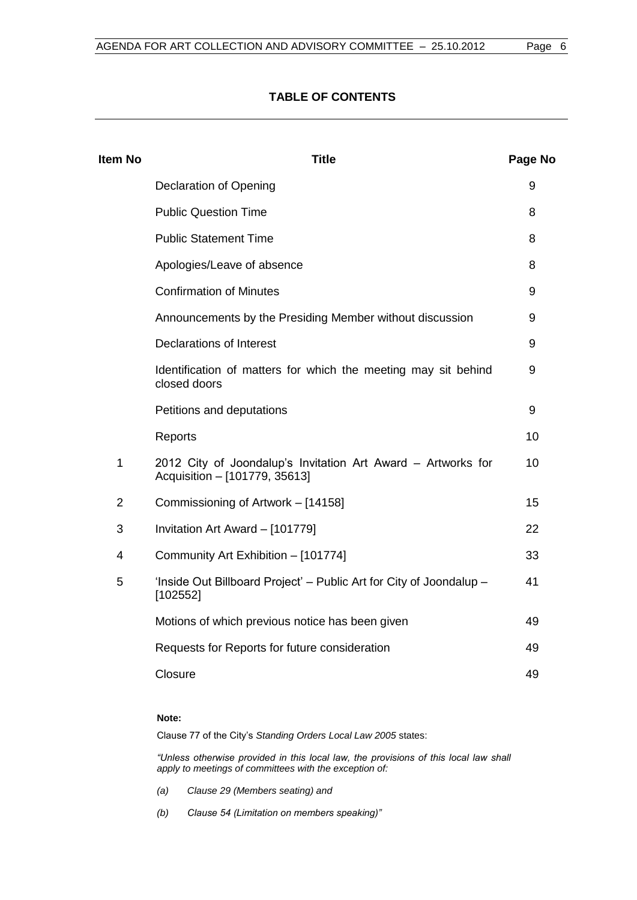# TABLE OF CONTENTS

| Item No | Title | Page No |
|---|---|---|
| | Declaration of Opening | 9 |
| | Public Question Time | 8 |
| | Public Statement Time | 8 |
| | Apologies/Leave of absence | 8 |
| | Confirmation of Minutes | 9 |
| | Announcements by the Presiding Member without discussion | 9 |
| | Declarations of Interest | 9 |
| | Identification of matters for which the meeting may sit behind closed doors | 9 |
| | Petitions and deputations | 9 |
| | Reports | 10 |
| 1 | 2012 City of Joondalup's Invitation Art Award – Artworks for Acquisition – [101779, 35613] | 10 |
| 2 | Commissioning of Artwork – [14158] | 15 |
| 3 | Invitation Art Award – [101779] | 22 |
| 4 | Community Art Exhibition – [101774] | 33 |
| 5 | 'Inside Out Billboard Project' – Public Art for City of Joondalup – [102552] | 41 |
| | Motions of which previous notice has been given | 49 |
| | Requests for Reports for future consideration | 49 |
| | Closure | 49 |

**Note:**

Clause 77 of the City's *Standing Orders Local Law 2005* states:

*"Unless otherwise provided in this local law, the provisions of this local law shall apply to meetings of committees with the exception of:*

*(a) Clause 29 (Members seating) and*

*(b) Clause 54 (Limitation on members speaking)"*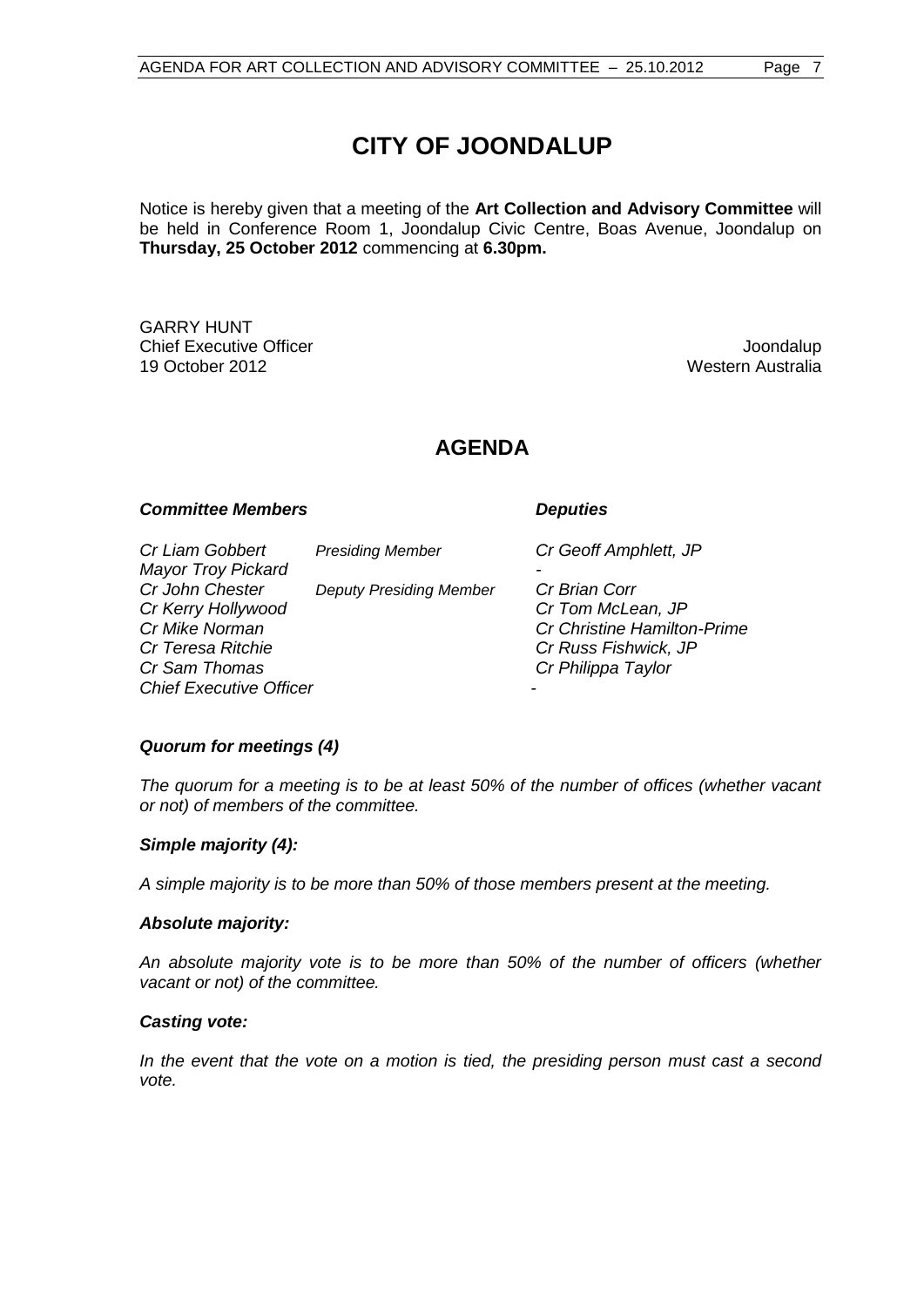# CITY OF JOONDALUP

Notice is hereby given that a meeting of the **Art Collection and Advisory Committee** will be held in Conference Room 1, Joondalup Civic Centre, Boas Avenue, Joondalup on **Thursday, 25 October 2012** commencing at **6.30pm.**

GARRY HUNT
Chief Executive Officer
19 October 2012

Joondalup
Western Australia

## AGENDA

| ***Committee Members*** | | ***Deputies*** |
|---|---|---|
| *Cr Liam Gobbert* | *Presiding Member* | *Cr Geoff Amphlett, JP* |
| *Mayor Troy Pickard* | | - |
| *Cr John Chester* | *Deputy Presiding Member* | *Cr Brian Corr* |
| *Cr Kerry Hollywood* | | *Cr Tom McLean, JP* |
| *Cr Mike Norman* | | *Cr Christine Hamilton-Prime* |
| *Cr Teresa Ritchie* | | *Cr Russ Fishwick, JP* |
| *Cr Sam Thomas* | | *Cr Philippa Taylor* |
| *Chief Executive Officer* | | - |

***Quorum for meetings (4)***

*The quorum for a meeting is to be at least 50% of the number of offices (whether vacant or not) of members of the committee.*

***Simple majority (4):***

*A simple majority is to be more than 50% of those members present at the meeting.*

***Absolute majority:***

*An absolute majority vote is to be more than 50% of the number of officers (whether vacant or not) of the committee.*

***Casting vote:***

*In the event that the vote on a motion is tied, the presiding person must cast a second vote.*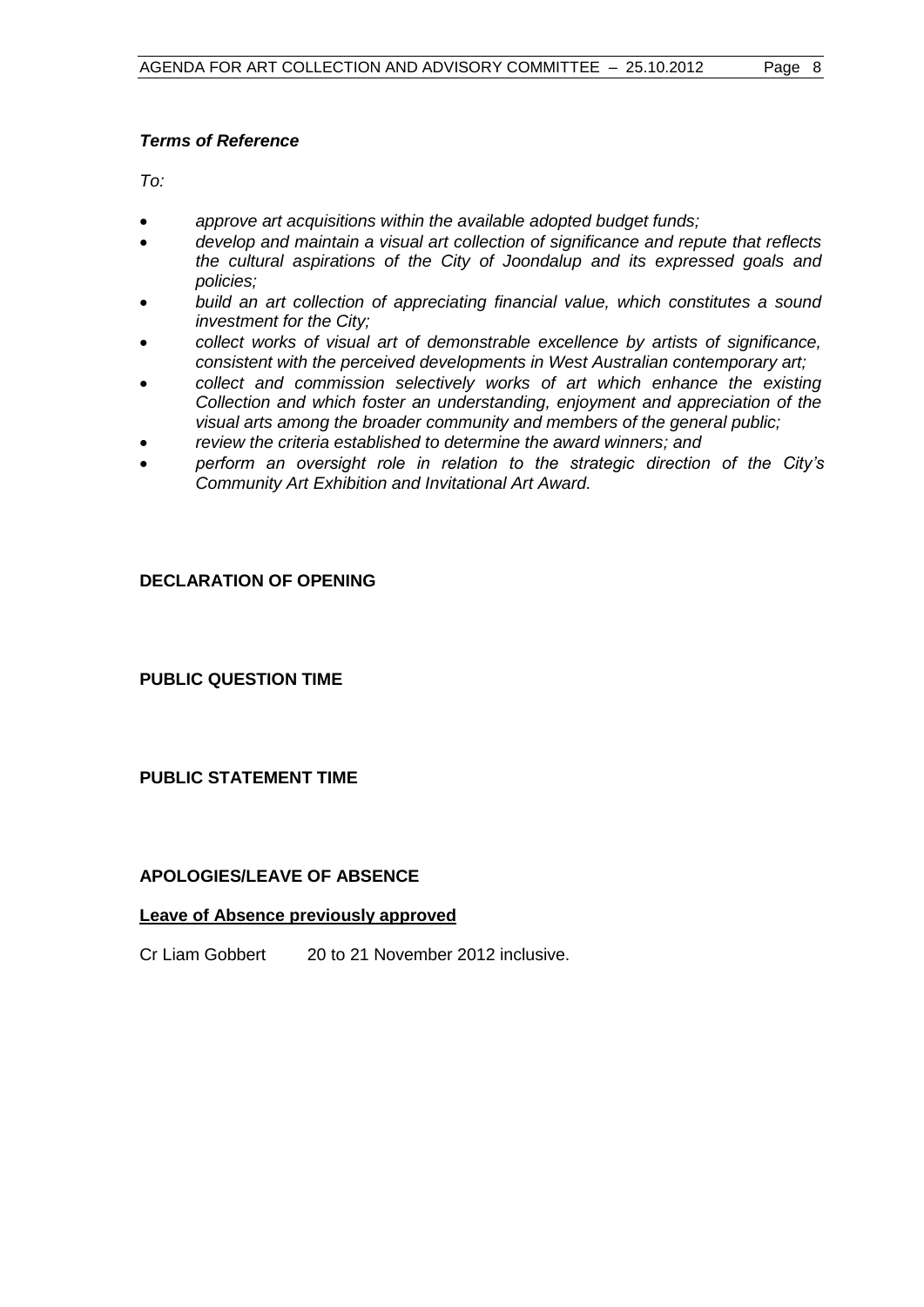***Terms of Reference***

*To:*

- *approve art acquisitions within the available adopted budget funds;*
- *develop and maintain a visual art collection of significance and repute that reflects the cultural aspirations of the City of Joondalup and its expressed goals and policies;*
- *build an art collection of appreciating financial value, which constitutes a sound investment for the City;*
- *collect works of visual art of demonstrable excellence by artists of significance, consistent with the perceived developments in West Australian contemporary art;*
- *collect and commission selectively works of art which enhance the existing Collection and which foster an understanding, enjoyment and appreciation of the visual arts among the broader community and members of the general public;*
- *review the criteria established to determine the award winners; and*
- *perform an oversight role in relation to the strategic direction of the City's Community Art Exhibition and Invitational Art Award.*

**DECLARATION OF OPENING**

**PUBLIC QUESTION TIME**

**PUBLIC STATEMENT TIME**

**APOLOGIES/LEAVE OF ABSENCE**

**<u>Leave of Absence previously approved</u>**

Cr Liam Gobbert 20 to 21 November 2012 inclusive.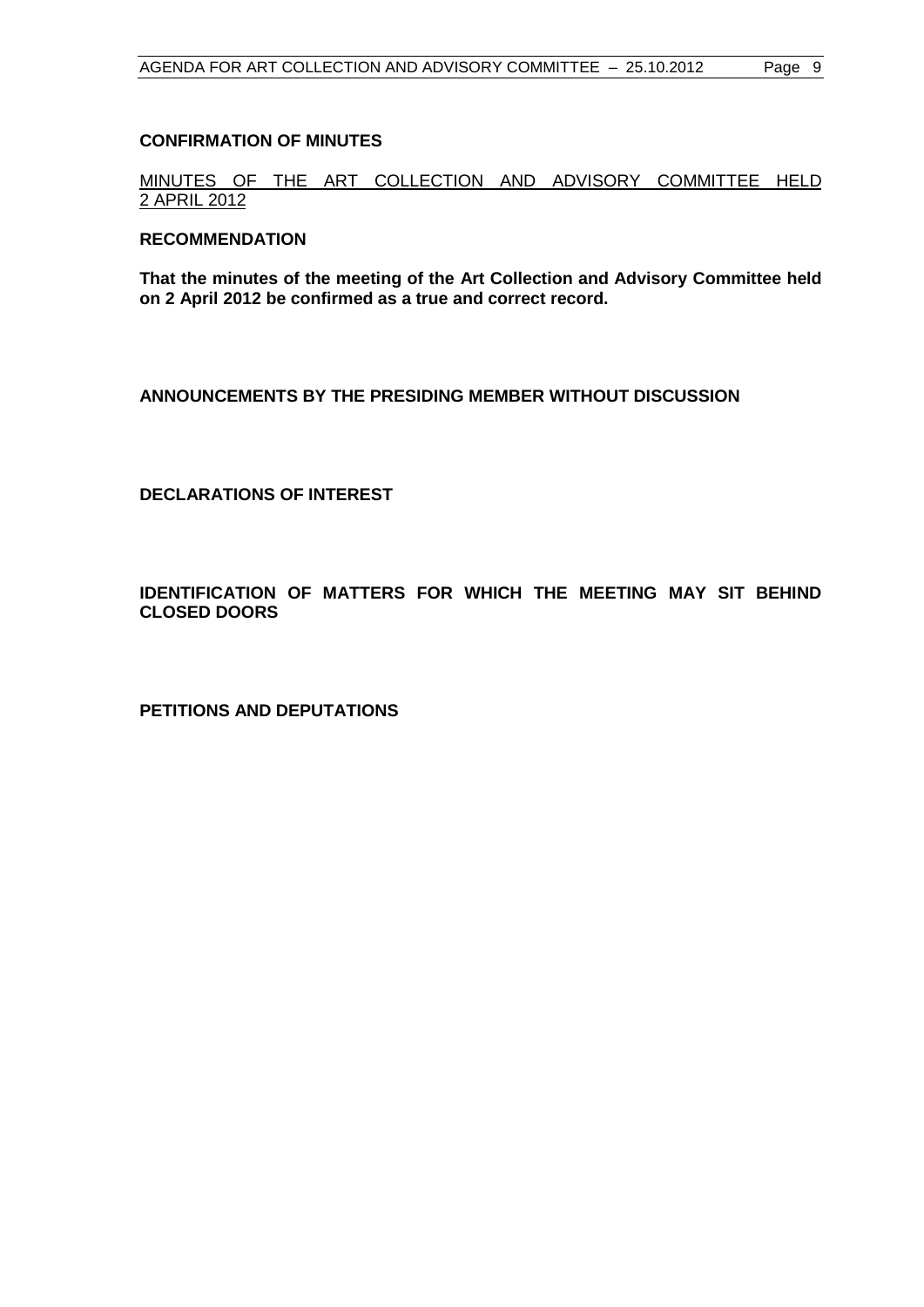## CONFIRMATION OF MINUTES

MINUTES OF THE ART COLLECTION AND ADVISORY COMMITTEE HELD 2 APRIL 2012

**RECOMMENDATION**

**That the minutes of the meeting of the Art Collection and Advisory Committee held on 2 April 2012 be confirmed as a true and correct record.**

## ANNOUNCEMENTS BY THE PRESIDING MEMBER WITHOUT DISCUSSION

## DECLARATIONS OF INTEREST

## IDENTIFICATION OF MATTERS FOR WHICH THE MEETING MAY SIT BEHIND CLOSED DOORS

## PETITIONS AND DEPUTATIONS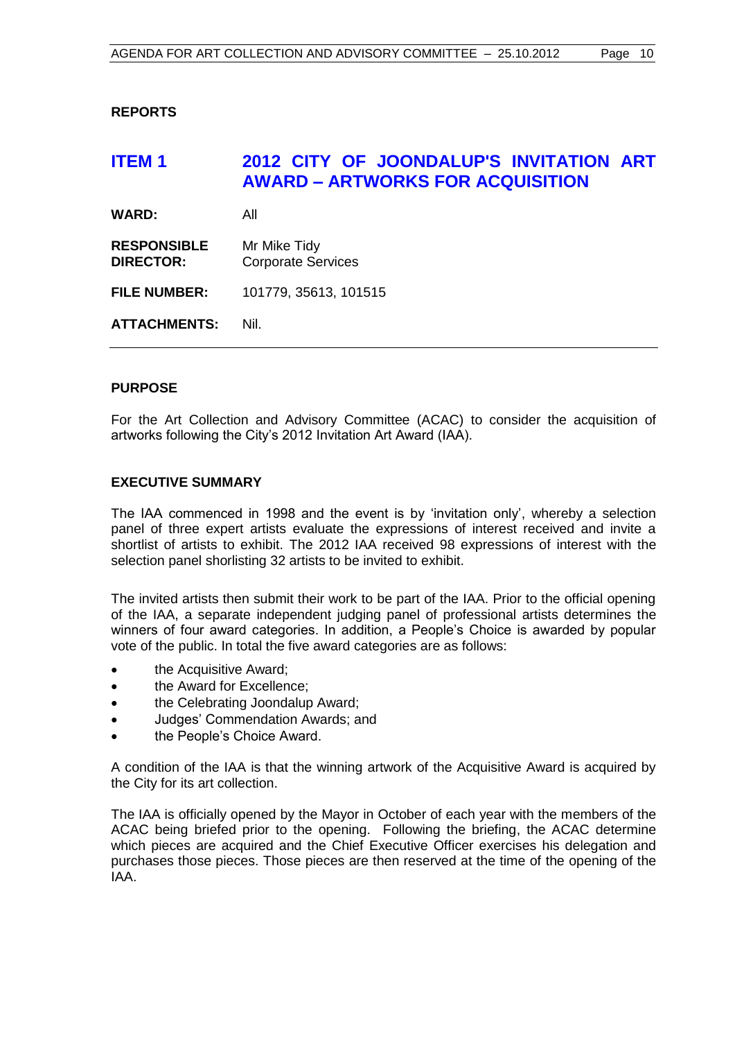## REPORTS

## ITEM 1 2012 CITY OF JOONDALUP'S INVITATION ART AWARD – ARTWORKS FOR ACQUISITION

| | |
|---|---|
| **WARD:** | All |
| **RESPONSIBLE DIRECTOR:** | Mr Mike Tidy<br>Corporate Services |
| **FILE NUMBER:** | 101779, 35613, 101515 |
| **ATTACHMENTS:** | Nil. |

### PURPOSE

For the Art Collection and Advisory Committee (ACAC) to consider the acquisition of artworks following the City's 2012 Invitation Art Award (IAA).

### EXECUTIVE SUMMARY

The IAA commenced in 1998 and the event is by 'invitation only', whereby a selection panel of three expert artists evaluate the expressions of interest received and invite a shortlist of artists to exhibit. The 2012 IAA received 98 expressions of interest with the selection panel shorlisting 32 artists to be invited to exhibit.

The invited artists then submit their work to be part of the IAA. Prior to the official opening of the IAA, a separate independent judging panel of professional artists determines the winners of four award categories. In addition, a People's Choice is awarded by popular vote of the public. In total the five award categories are as follows:

- the Acquisitive Award;
- the Award for Excellence;
- the Celebrating Joondalup Award;
- Judges' Commendation Awards; and
- the People's Choice Award.

A condition of the IAA is that the winning artwork of the Acquisitive Award is acquired by the City for its art collection.

The IAA is officially opened by the Mayor in October of each year with the members of the ACAC being briefed prior to the opening. Following the briefing, the ACAC determine which pieces are acquired and the Chief Executive Officer exercises his delegation and purchases those pieces. Those pieces are then reserved at the time of the opening of the IAA.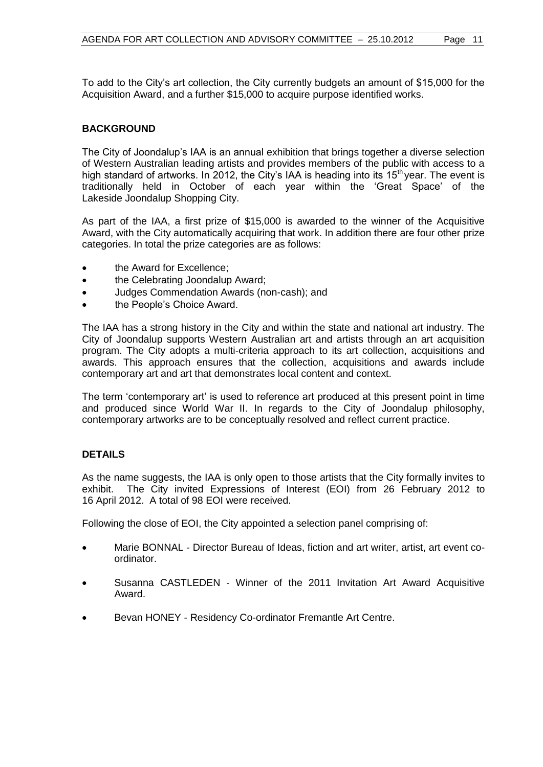To add to the City's art collection, the City currently budgets an amount of $15,000 for the Acquisition Award, and a further $15,000 to acquire purpose identified works.

## BACKGROUND

The City of Joondalup's IAA is an annual exhibition that brings together a diverse selection of Western Australian leading artists and provides members of the public with access to a high standard of artworks. In 2012, the City's IAA is heading into its 15th year. The event is traditionally held in October of each year within the 'Great Space' of the Lakeside Joondalup Shopping City.

As part of the IAA, a first prize of $15,000 is awarded to the winner of the Acquisitive Award, with the City automatically acquiring that work. In addition there are four other prize categories. In total the prize categories are as follows:

- the Award for Excellence;
- the Celebrating Joondalup Award;
- Judges Commendation Awards (non-cash); and
- the People's Choice Award.

The IAA has a strong history in the City and within the state and national art industry. The City of Joondalup supports Western Australian art and artists through an art acquisition program. The City adopts a multi-criteria approach to its art collection, acquisitions and awards. This approach ensures that the collection, acquisitions and awards include contemporary art and art that demonstrates local content and context.

The term 'contemporary art' is used to reference art produced at this present point in time and produced since World War II. In regards to the City of Joondalup philosophy, contemporary artworks are to be conceptually resolved and reflect current practice.

## DETAILS

As the name suggests, the IAA is only open to those artists that the City formally invites to exhibit. The City invited Expressions of Interest (EOI) from 26 February 2012 to 16 April 2012. A total of 98 EOI were received.

Following the close of EOI, the City appointed a selection panel comprising of:

- Marie BONNAL - Director Bureau of Ideas, fiction and art writer, artist, art event co-ordinator.
- Susanna CASTLEDEN - Winner of the 2011 Invitation Art Award Acquisitive Award.
- Bevan HONEY - Residency Co-ordinator Fremantle Art Centre.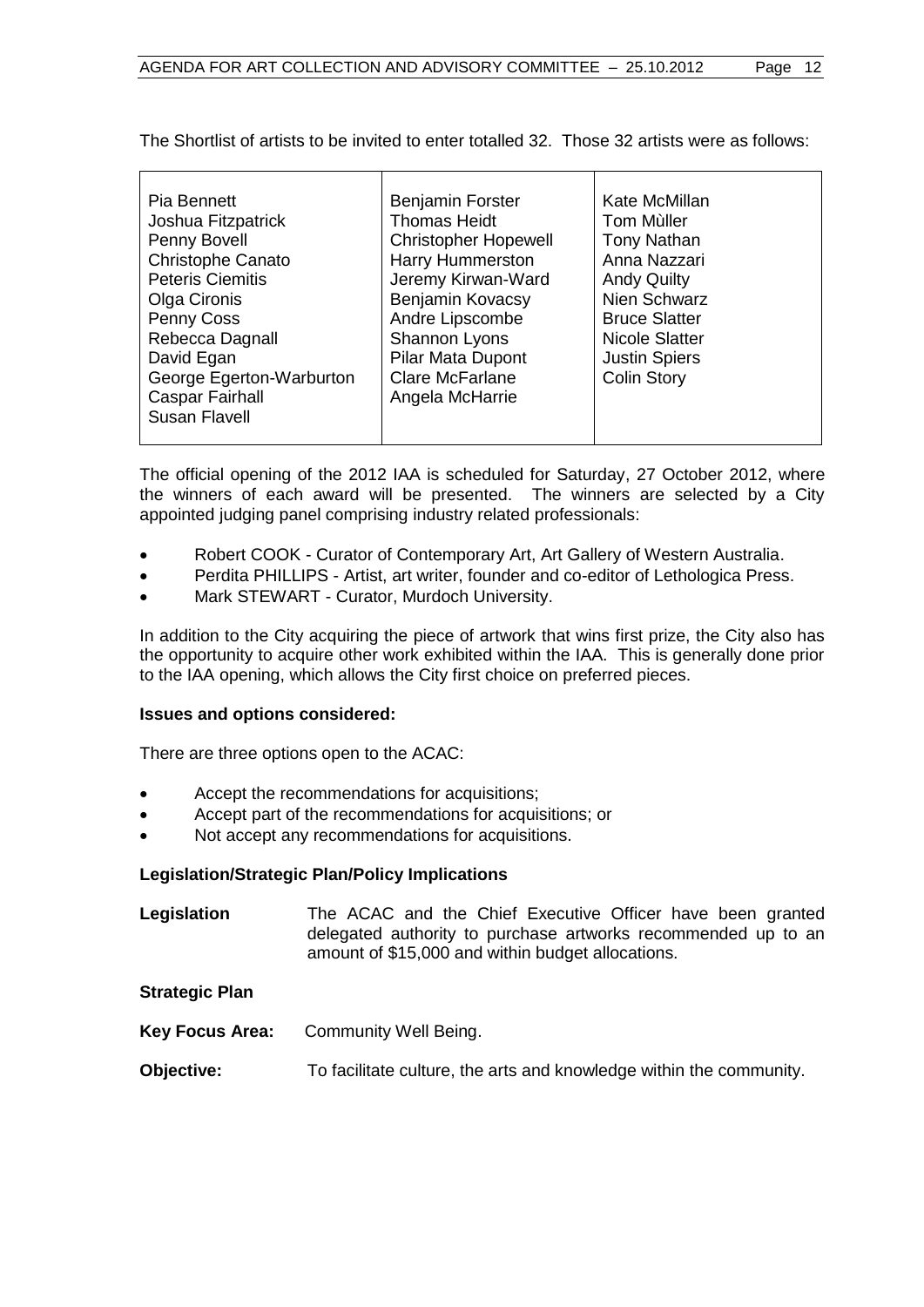The Shortlist of artists to be invited to enter totalled 32. Those 32 artists were as follows:

| | | |
|---|---|---|
| Pia Bennett<br>Joshua Fitzpatrick<br>Penny Bovell<br>Christophe Canato<br>Peteris Ciemitis<br>Olga Cironis<br>Penny Coss<br>Rebecca Dagnall<br>David Egan<br>George Egerton-Warburton<br>Caspar Fairhall<br>Susan Flavell | Benjamin Forster<br>Thomas Heidt<br>Christopher Hopewell<br>Harry Hummerston<br>Jeremy Kirwan-Ward<br>Benjamin Kovacsy<br>Andre Lipscombe<br>Shannon Lyons<br>Pilar Mata Dupont<br>Clare McFarlane<br>Angela McHarrie | Kate McMillan<br>Tom Mùller<br>Tony Nathan<br>Anna Nazzari<br>Andy Quilty<br>Nien Schwarz<br>Bruce Slatter<br>Nicole Slatter<br>Justin Spiers<br>Colin Story |

The official opening of the 2012 IAA is scheduled for Saturday, 27 October 2012, where the winners of each award will be presented. The winners are selected by a City appointed judging panel comprising industry related professionals:

- Robert COOK - Curator of Contemporary Art, Art Gallery of Western Australia.
- Perdita PHILLIPS - Artist, art writer, founder and co-editor of Lethologica Press.
- Mark STEWART - Curator, Murdoch University.

In addition to the City acquiring the piece of artwork that wins first prize, the City also has the opportunity to acquire other work exhibited within the IAA. This is generally done prior to the IAA opening, which allows the City first choice on preferred pieces.

**Issues and options considered:**

There are three options open to the ACAC:

- Accept the recommendations for acquisitions;
- Accept part of the recommendations for acquisitions; or
- Not accept any recommendations for acquisitions.

**Legislation/Strategic Plan/Policy Implications**

**Legislation** The ACAC and the Chief Executive Officer have been granted delegated authority to purchase artworks recommended up to an amount of $15,000 and within budget allocations.

**Strategic Plan**

**Key Focus Area:** Community Well Being.

**Objective:** To facilitate culture, the arts and knowledge within the community.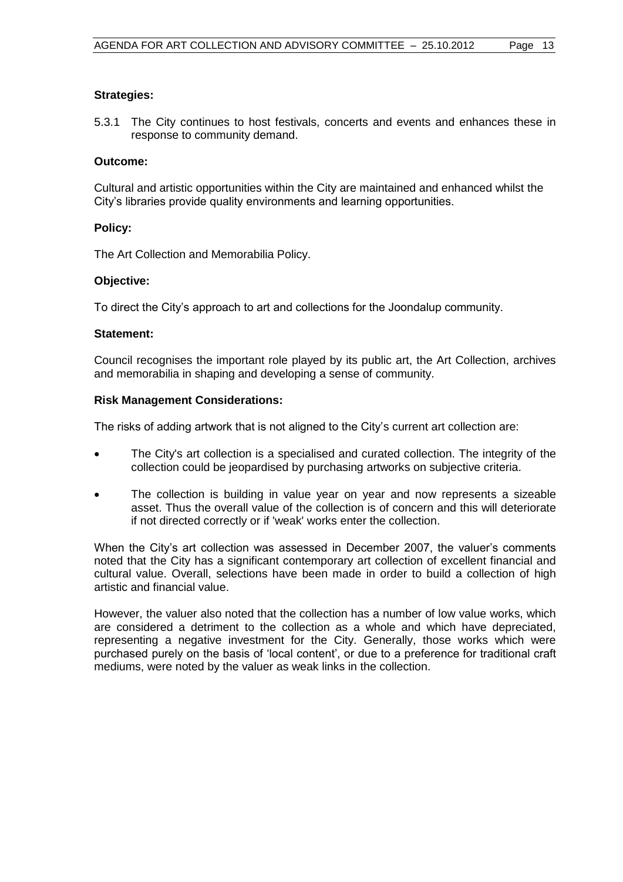**Strategies:**

5.3.1 The City continues to host festivals, concerts and events and enhances these in response to community demand.

**Outcome:**

Cultural and artistic opportunities within the City are maintained and enhanced whilst the City's libraries provide quality environments and learning opportunities.

**Policy:**

The Art Collection and Memorabilia Policy.

**Objective:**

To direct the City's approach to art and collections for the Joondalup community.

**Statement:**

Council recognises the important role played by its public art, the Art Collection, archives and memorabilia in shaping and developing a sense of community.

**Risk Management Considerations:**

The risks of adding artwork that is not aligned to the City's current art collection are:

- The City's art collection is a specialised and curated collection. The integrity of the collection could be jeopardised by purchasing artworks on subjective criteria.
- The collection is building in value year on year and now represents a sizeable asset. Thus the overall value of the collection is of concern and this will deteriorate if not directed correctly or if 'weak' works enter the collection.

When the City's art collection was assessed in December 2007, the valuer's comments noted that the City has a significant contemporary art collection of excellent financial and cultural value. Overall, selections have been made in order to build a collection of high artistic and financial value.

However, the valuer also noted that the collection has a number of low value works, which are considered a detriment to the collection as a whole and which have depreciated, representing a negative investment for the City. Generally, those works which were purchased purely on the basis of 'local content', or due to a preference for traditional craft mediums, were noted by the valuer as weak links in the collection.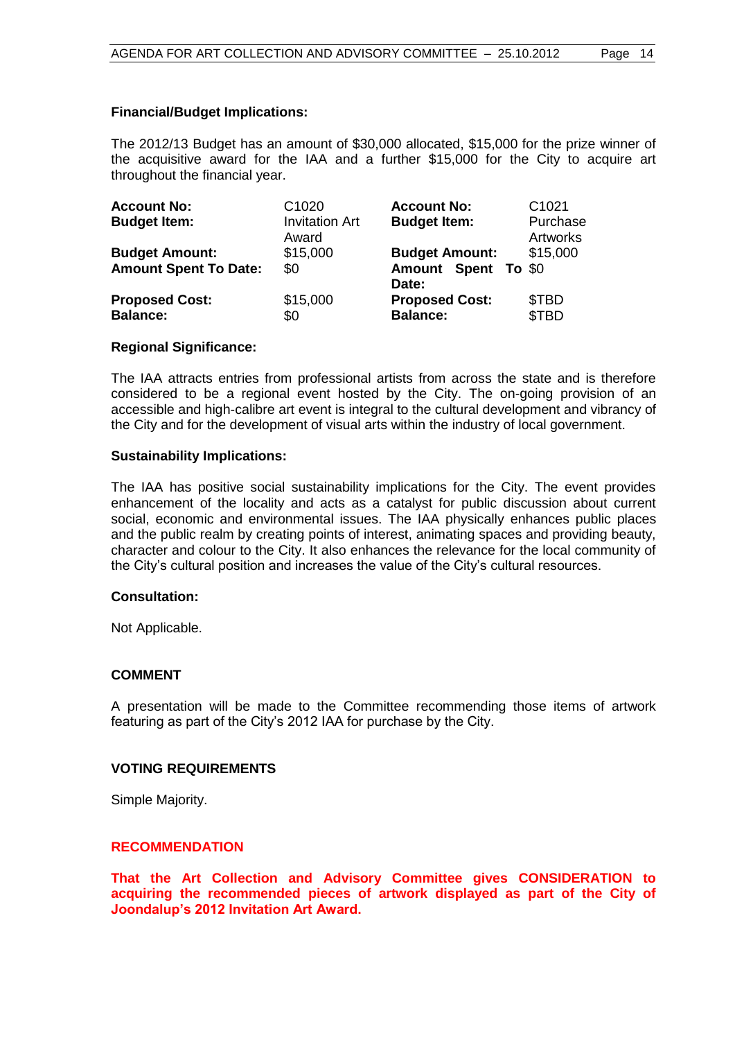**Financial/Budget Implications:**

The 2012/13 Budget has an amount of $30,000 allocated, $15,000 for the prize winner of the acquisitive award for the IAA and a further $15,000 for the City to acquire art throughout the financial year.

| | | | |
|---|---|---|---|
| **Account No:** | C1020 | **Account No:** | C1021 |
| **Budget Item:** | Invitation Art Award | **Budget Item:** | Purchase Artworks |
| **Budget Amount:** | $15,000 | **Budget Amount:** | $15,000 |
| **Amount Spent To Date:** | $0 | **Amount Spent To Date:** | $0 |
| **Proposed Cost:** | $15,000 | **Proposed Cost:** | $TBD |
| **Balance:** | $0 | **Balance:** | $TBD |

**Regional Significance:**

The IAA attracts entries from professional artists from across the state and is therefore considered to be a regional event hosted by the City. The on-going provision of an accessible and high-calibre art event is integral to the cultural development and vibrancy of the City and for the development of visual arts within the industry of local government.

**Sustainability Implications:**

The IAA has positive social sustainability implications for the City. The event provides enhancement of the locality and acts as a catalyst for public discussion about current social, economic and environmental issues. The IAA physically enhances public places and the public realm by creating points of interest, animating spaces and providing beauty, character and colour to the City. It also enhances the relevance for the local community of the City's cultural position and increases the value of the City's cultural resources.

**Consultation:**

Not Applicable.

**COMMENT**

A presentation will be made to the Committee recommending those items of artwork featuring as part of the City's 2012 IAA for purchase by the City.

**VOTING REQUIREMENTS**

Simple Majority.

**RECOMMENDATION**

**That the Art Collection and Advisory Committee gives CONSIDERATION to acquiring the recommended pieces of artwork displayed as part of the City of Joondalup's 2012 Invitation Art Award.**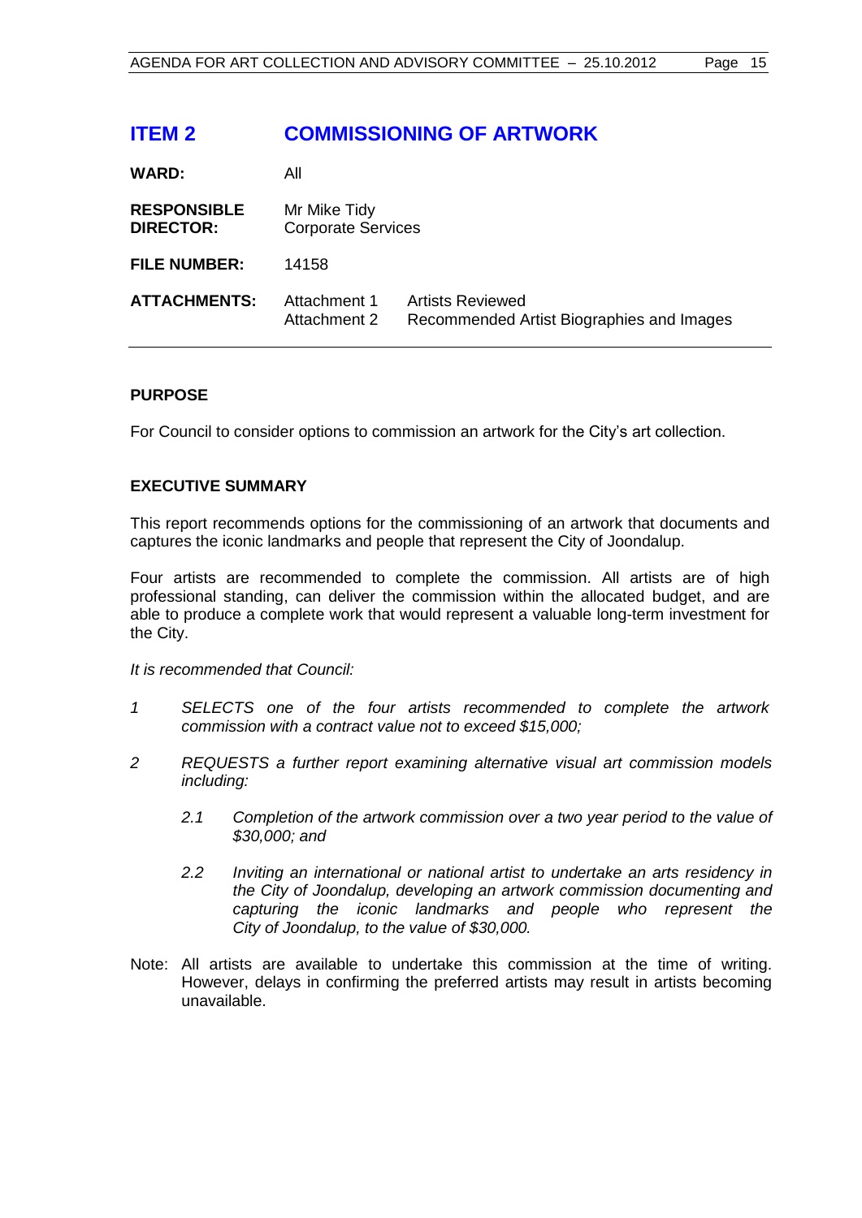# ITEM 2 COMMISSIONING OF ARTWORK

| | | |
|---|---|---|
| **WARD:** | All | |
| **RESPONSIBLE DIRECTOR:** | Mr Mike Tidy<br>Corporate Services | |
| **FILE NUMBER:** | 14158 | |
| **ATTACHMENTS:** | Attachment 1<br>Attachment 2 | Artists Reviewed<br>Recommended Artist Biographies and Images |

## PURPOSE

For Council to consider options to commission an artwork for the City's art collection.

## EXECUTIVE SUMMARY

This report recommends options for the commissioning of an artwork that documents and captures the iconic landmarks and people that represent the City of Joondalup.

Four artists are recommended to complete the commission. All artists are of high professional standing, can deliver the commission within the allocated budget, and are able to produce a complete work that would represent a valuable long-term investment for the City.

*It is recommended that Council:*

*1 SELECTS one of the four artists recommended to complete the artwork commission with a contract value not to exceed $15,000;*

*2 REQUESTS a further report examining alternative visual art commission models including:*

*2.1 Completion of the artwork commission over a two year period to the value of $30,000; and*

*2.2 Inviting an international or national artist to undertake an arts residency in the City of Joondalup, developing an artwork commission documenting and capturing the iconic landmarks and people who represent the City of Joondalup, to the value of $30,000.*

Note: All artists are available to undertake this commission at the time of writing. However, delays in confirming the preferred artists may result in artists becoming unavailable.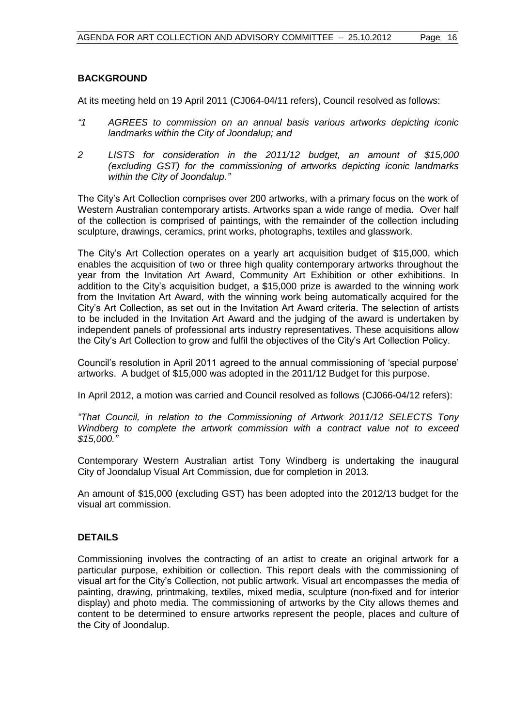## BACKGROUND

At its meeting held on 19 April 2011 (CJ064-04/11 refers), Council resolved as follows:

*"1 AGREES to commission on an annual basis various artworks depicting iconic landmarks within the City of Joondalup; and*

*2 LISTS for consideration in the 2011/12 budget, an amount of $15,000 (excluding GST) for the commissioning of artworks depicting iconic landmarks within the City of Joondalup."*

The City's Art Collection comprises over 200 artworks, with a primary focus on the work of Western Australian contemporary artists. Artworks span a wide range of media. Over half of the collection is comprised of paintings, with the remainder of the collection including sculpture, drawings, ceramics, print works, photographs, textiles and glasswork.

The City's Art Collection operates on a yearly art acquisition budget of $15,000, which enables the acquisition of two or three high quality contemporary artworks throughout the year from the Invitation Art Award, Community Art Exhibition or other exhibitions. In addition to the City's acquisition budget, a $15,000 prize is awarded to the winning work from the Invitation Art Award, with the winning work being automatically acquired for the City's Art Collection, as set out in the Invitation Art Award criteria. The selection of artists to be included in the Invitation Art Award and the judging of the award is undertaken by independent panels of professional arts industry representatives. These acquisitions allow the City's Art Collection to grow and fulfil the objectives of the City's Art Collection Policy.

Council's resolution in April 2011 agreed to the annual commissioning of 'special purpose' artworks. A budget of $15,000 was adopted in the 2011/12 Budget for this purpose.

In April 2012, a motion was carried and Council resolved as follows (CJ066-04/12 refers):

*"That Council, in relation to the Commissioning of Artwork 2011/12 SELECTS Tony Windberg to complete the artwork commission with a contract value not to exceed $15,000."*

Contemporary Western Australian artist Tony Windberg is undertaking the inaugural City of Joondalup Visual Art Commission, due for completion in 2013.

An amount of $15,000 (excluding GST) has been adopted into the 2012/13 budget for the visual art commission.

## DETAILS

Commissioning involves the contracting of an artist to create an original artwork for a particular purpose, exhibition or collection. This report deals with the commissioning of visual art for the City's Collection, not public artwork. Visual art encompasses the media of painting, drawing, printmaking, textiles, mixed media, sculpture (non-fixed and for interior display) and photo media. The commissioning of artworks by the City allows themes and content to be determined to ensure artworks represent the people, places and culture of the City of Joondalup.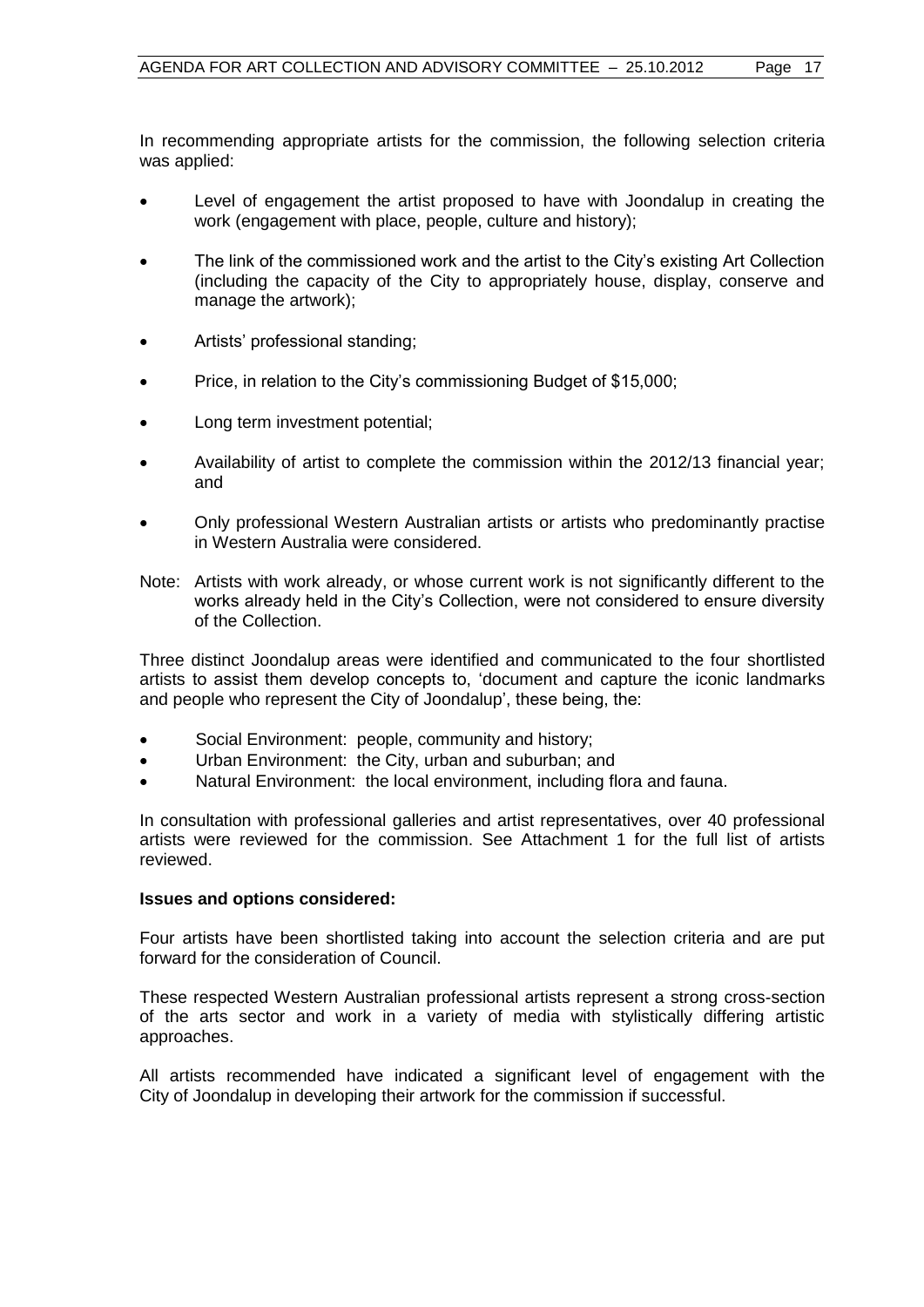In recommending appropriate artists for the commission, the following selection criteria was applied:

- Level of engagement the artist proposed to have with Joondalup in creating the work (engagement with place, people, culture and history);
- The link of the commissioned work and the artist to the City's existing Art Collection (including the capacity of the City to appropriately house, display, conserve and manage the artwork);
- Artists' professional standing;
- Price, in relation to the City's commissioning Budget of $15,000;
- Long term investment potential;
- Availability of artist to complete the commission within the 2012/13 financial year; and
- Only professional Western Australian artists or artists who predominantly practise in Western Australia were considered.

Note: Artists with work already, or whose current work is not significantly different to the works already held in the City's Collection, were not considered to ensure diversity of the Collection.

Three distinct Joondalup areas were identified and communicated to the four shortlisted artists to assist them develop concepts to, 'document and capture the iconic landmarks and people who represent the City of Joondalup', these being, the:

- Social Environment: people, community and history;
- Urban Environment: the City, urban and suburban; and
- Natural Environment: the local environment, including flora and fauna.

In consultation with professional galleries and artist representatives, over 40 professional artists were reviewed for the commission. See Attachment 1 for the full list of artists reviewed.

**Issues and options considered:**

Four artists have been shortlisted taking into account the selection criteria and are put forward for the consideration of Council.

These respected Western Australian professional artists represent a strong cross-section of the arts sector and work in a variety of media with stylistically differing artistic approaches.

All artists recommended have indicated a significant level of engagement with the City of Joondalup in developing their artwork for the commission if successful.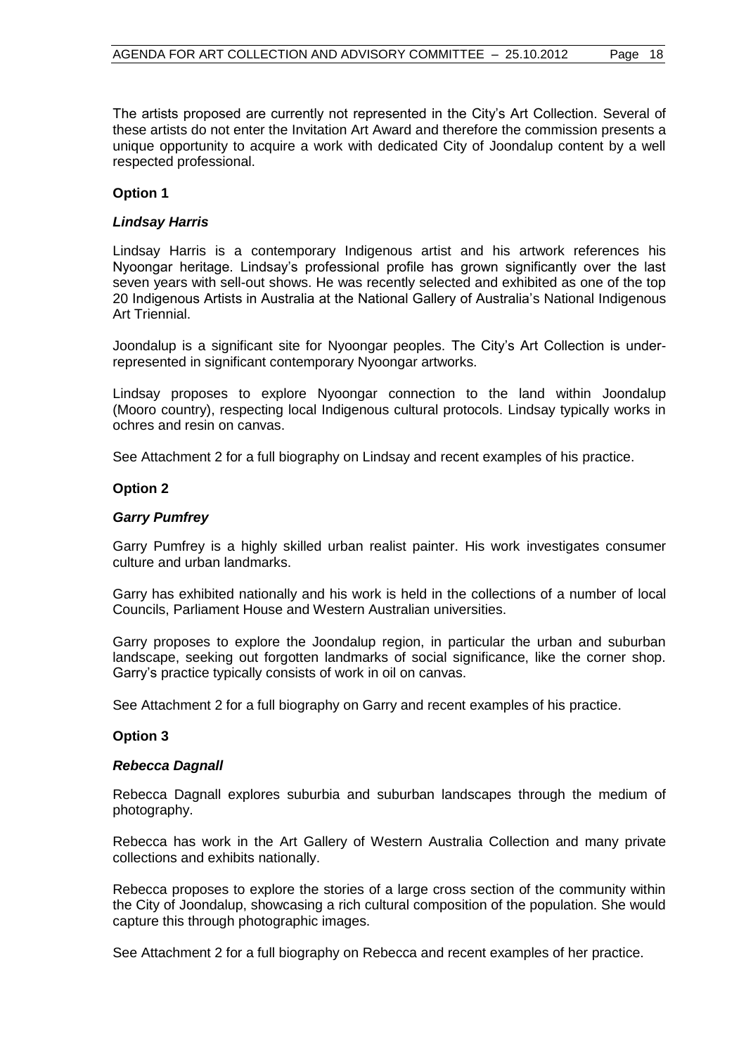The artists proposed are currently not represented in the City's Art Collection. Several of these artists do not enter the Invitation Art Award and therefore the commission presents a unique opportunity to acquire a work with dedicated City of Joondalup content by a well respected professional.

**Option 1**

***Lindsay Harris***

Lindsay Harris is a contemporary Indigenous artist and his artwork references his Nyoongar heritage. Lindsay's professional profile has grown significantly over the last seven years with sell-out shows. He was recently selected and exhibited as one of the top 20 Indigenous Artists in Australia at the National Gallery of Australia's National Indigenous Art Triennial.

Joondalup is a significant site for Nyoongar peoples. The City's Art Collection is under-represented in significant contemporary Nyoongar artworks.

Lindsay proposes to explore Nyoongar connection to the land within Joondalup (Mooro country), respecting local Indigenous cultural protocols. Lindsay typically works in ochres and resin on canvas.

See Attachment 2 for a full biography on Lindsay and recent examples of his practice.

**Option 2**

***Garry Pumfrey***

Garry Pumfrey is a highly skilled urban realist painter. His work investigates consumer culture and urban landmarks.

Garry has exhibited nationally and his work is held in the collections of a number of local Councils, Parliament House and Western Australian universities.

Garry proposes to explore the Joondalup region, in particular the urban and suburban landscape, seeking out forgotten landmarks of social significance, like the corner shop. Garry's practice typically consists of work in oil on canvas.

See Attachment 2 for a full biography on Garry and recent examples of his practice.

**Option 3**

***Rebecca Dagnall***

Rebecca Dagnall explores suburbia and suburban landscapes through the medium of photography.

Rebecca has work in the Art Gallery of Western Australia Collection and many private collections and exhibits nationally.

Rebecca proposes to explore the stories of a large cross section of the community within the City of Joondalup, showcasing a rich cultural composition of the population. She would capture this through photographic images.

See Attachment 2 for a full biography on Rebecca and recent examples of her practice.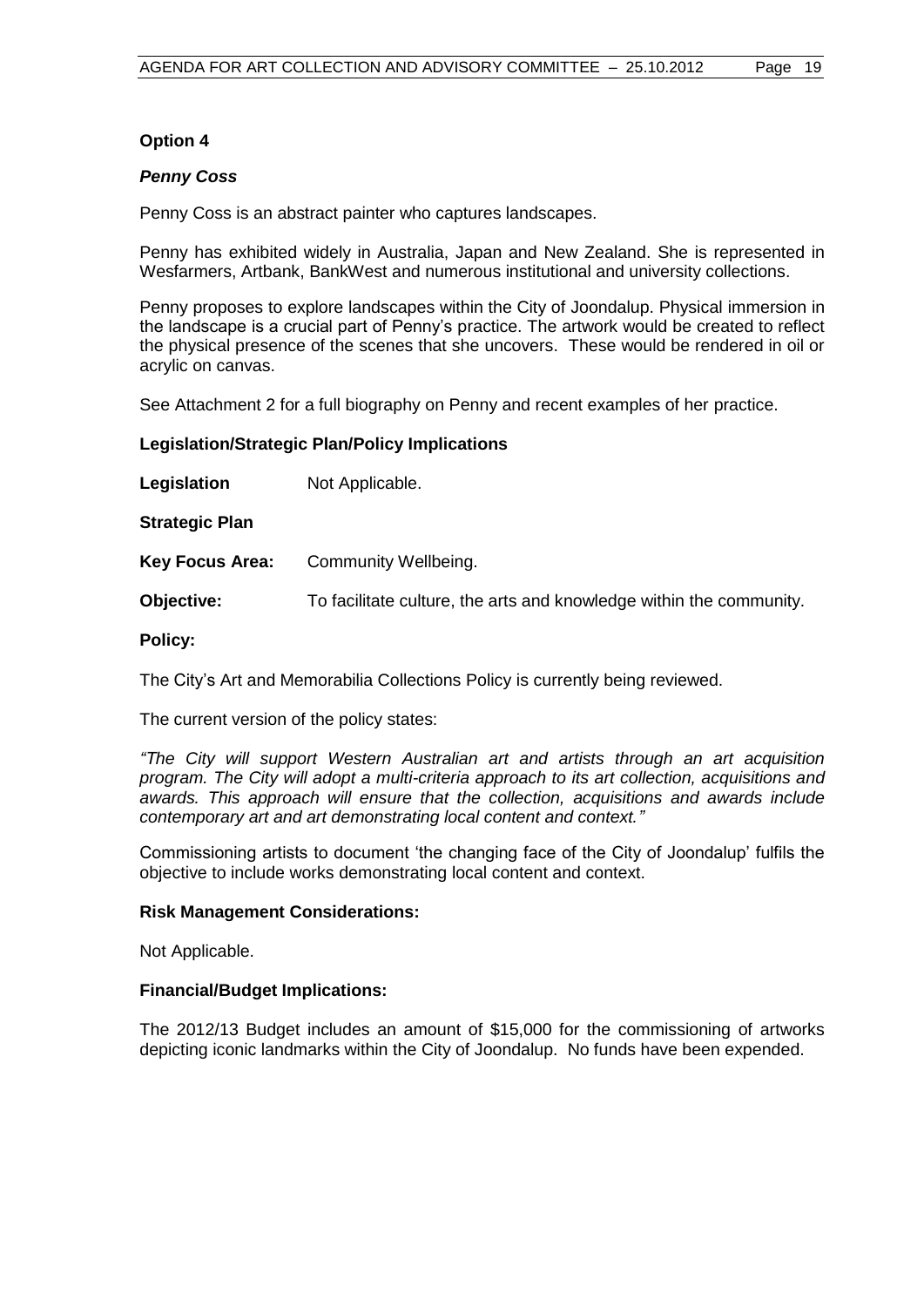**Option 4**

***Penny Coss***

Penny Coss is an abstract painter who captures landscapes.

Penny has exhibited widely in Australia, Japan and New Zealand. She is represented in Wesfarmers, Artbank, BankWest and numerous institutional and university collections.

Penny proposes to explore landscapes within the City of Joondalup. Physical immersion in the landscape is a crucial part of Penny's practice. The artwork would be created to reflect the physical presence of the scenes that she uncovers. These would be rendered in oil or acrylic on canvas.

See Attachment 2 for a full biography on Penny and recent examples of her practice.

**Legislation/Strategic Plan/Policy Implications**

**Legislation** Not Applicable.

**Strategic Plan**

**Key Focus Area:** Community Wellbeing.

**Objective:** To facilitate culture, the arts and knowledge within the community.

**Policy:**

The City's Art and Memorabilia Collections Policy is currently being reviewed.

The current version of the policy states:

*"The City will support Western Australian art and artists through an art acquisition program. The City will adopt a multi-criteria approach to its art collection, acquisitions and awards. This approach will ensure that the collection, acquisitions and awards include contemporary art and art demonstrating local content and context."*

Commissioning artists to document 'the changing face of the City of Joondalup' fulfils the objective to include works demonstrating local content and context.

**Risk Management Considerations:**

Not Applicable.

**Financial/Budget Implications:**

The 2012/13 Budget includes an amount of $15,000 for the commissioning of artworks depicting iconic landmarks within the City of Joondalup. No funds have been expended.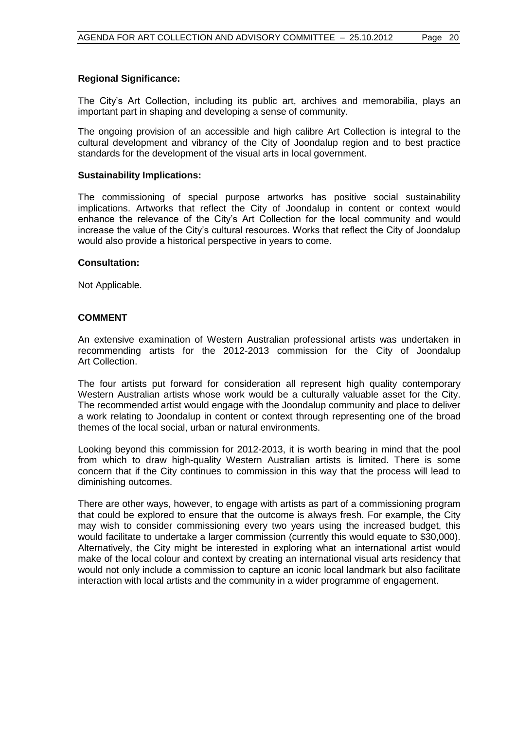**Regional Significance:**

The City's Art Collection, including its public art, archives and memorabilia, plays an important part in shaping and developing a sense of community.

The ongoing provision of an accessible and high calibre Art Collection is integral to the cultural development and vibrancy of the City of Joondalup region and to best practice standards for the development of the visual arts in local government.

**Sustainability Implications:**

The commissioning of special purpose artworks has positive social sustainability implications. Artworks that reflect the City of Joondalup in content or context would enhance the relevance of the City's Art Collection for the local community and would increase the value of the City's cultural resources. Works that reflect the City of Joondalup would also provide a historical perspective in years to come.

**Consultation:**

Not Applicable.

**COMMENT**

An extensive examination of Western Australian professional artists was undertaken in recommending artists for the 2012-2013 commission for the City of Joondalup Art Collection.

The four artists put forward for consideration all represent high quality contemporary Western Australian artists whose work would be a culturally valuable asset for the City. The recommended artist would engage with the Joondalup community and place to deliver a work relating to Joondalup in content or context through representing one of the broad themes of the local social, urban or natural environments.

Looking beyond this commission for 2012-2013, it is worth bearing in mind that the pool from which to draw high-quality Western Australian artists is limited. There is some concern that if the City continues to commission in this way that the process will lead to diminishing outcomes.

There are other ways, however, to engage with artists as part of a commissioning program that could be explored to ensure that the outcome is always fresh. For example, the City may wish to consider commissioning every two years using the increased budget, this would facilitate to undertake a larger commission (currently this would equate to $30,000). Alternatively, the City might be interested in exploring what an international artist would make of the local colour and context by creating an international visual arts residency that would not only include a commission to capture an iconic local landmark but also facilitate interaction with local artists and the community in a wider programme of engagement.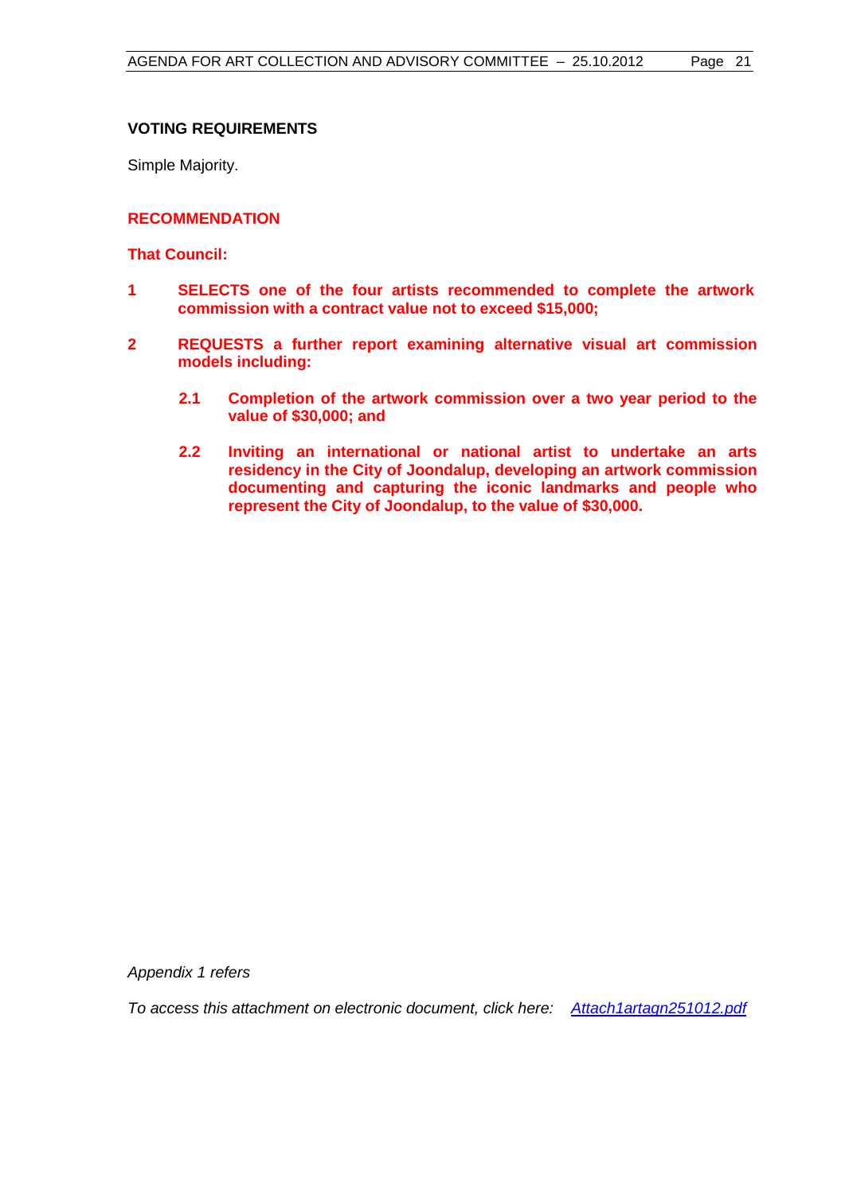## VOTING REQUIREMENTS

Simple Majority.

## RECOMMENDATION

**That Council:**

**1** **SELECTS one of the four artists recommended to complete the artwork commission with a contract value not to exceed $15,000;**

**2** **REQUESTS a further report examining alternative visual art commission models including:**

**2.1** **Completion of the artwork commission over a two year period to the value of $30,000; and**

**2.2** **Inviting an international or national artist to undertake an arts residency in the City of Joondalup, developing an artwork commission documenting and capturing the iconic landmarks and people who represent the City of Joondalup, to the value of $30,000.**

*Appendix 1 refers*

*To access this attachment on electronic document, click here: Attach1artagn251012.pdf*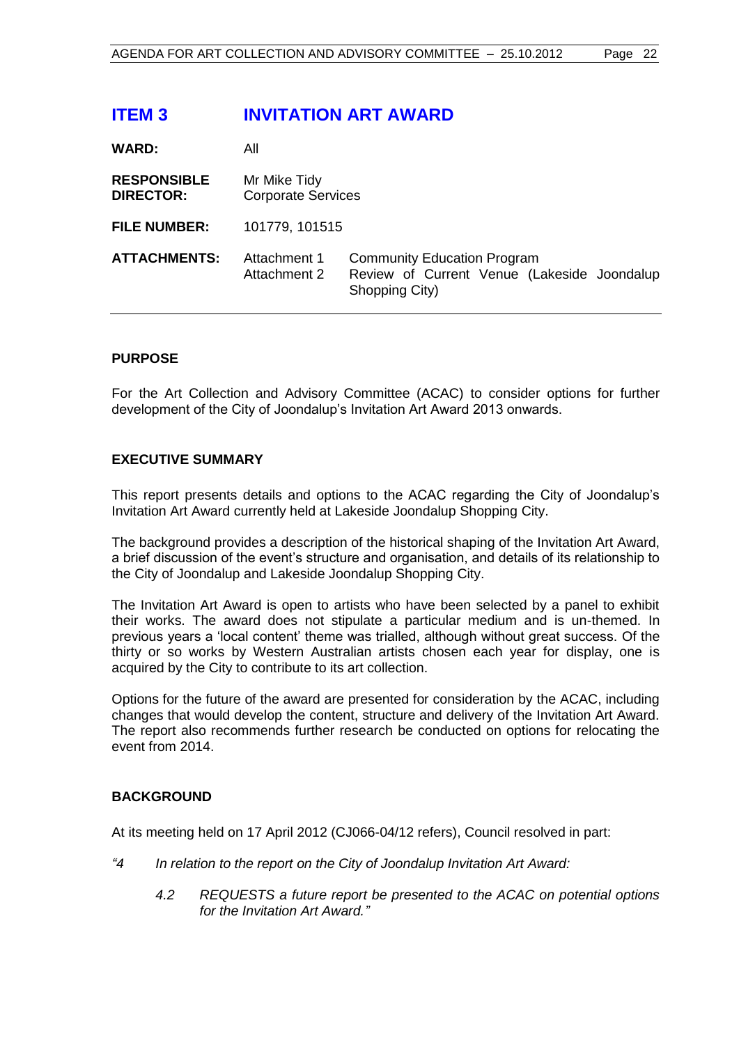## ITEM 3 INVITATION ART AWARD

| | | |
|---|---|---|
| **WARD:** | All | |
| **RESPONSIBLE DIRECTOR:** | Mr Mike Tidy<br>Corporate Services | |
| **FILE NUMBER:** | 101779, 101515 | |
| **ATTACHMENTS:** | Attachment 1<br>Attachment 2 | Community Education Program<br>Review of Current Venue (Lakeside Joondalup Shopping City) |

### PURPOSE

For the Art Collection and Advisory Committee (ACAC) to consider options for further development of the City of Joondalup's Invitation Art Award 2013 onwards.

### EXECUTIVE SUMMARY

This report presents details and options to the ACAC regarding the City of Joondalup's Invitation Art Award currently held at Lakeside Joondalup Shopping City.

The background provides a description of the historical shaping of the Invitation Art Award, a brief discussion of the event's structure and organisation, and details of its relationship to the City of Joondalup and Lakeside Joondalup Shopping City.

The Invitation Art Award is open to artists who have been selected by a panel to exhibit their works. The award does not stipulate a particular medium and is un-themed. In previous years a 'local content' theme was trialled, although without great success. Of the thirty or so works by Western Australian artists chosen each year for display, one is acquired by the City to contribute to its art collection.

Options for the future of the award are presented for consideration by the ACAC, including changes that would develop the content, structure and delivery of the Invitation Art Award. The report also recommends further research be conducted on options for relocating the event from 2014.

### BACKGROUND

At its meeting held on 17 April 2012 (CJ066-04/12 refers), Council resolved in part:

*"4 In relation to the report on the City of Joondalup Invitation Art Award:*

*4.2 REQUESTS a future report be presented to the ACAC on potential options for the Invitation Art Award."*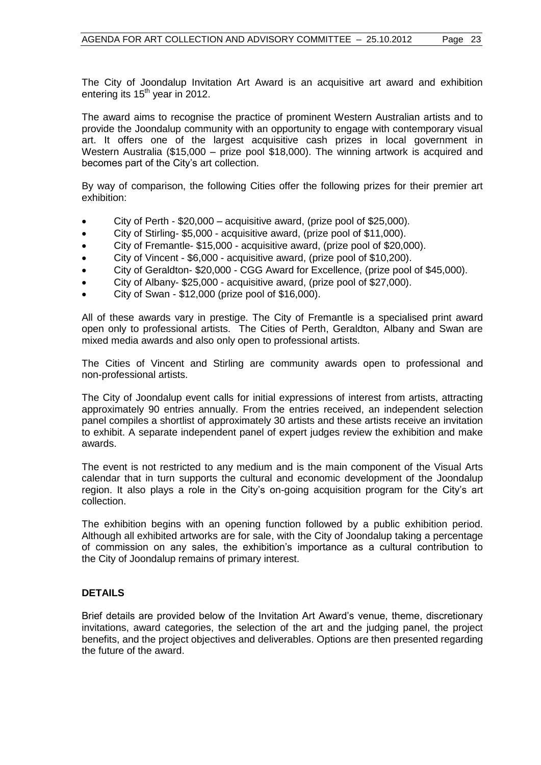The City of Joondalup Invitation Art Award is an acquisitive art award and exhibition entering its 15th year in 2012.

The award aims to recognise the practice of prominent Western Australian artists and to provide the Joondalup community with an opportunity to engage with contemporary visual art. It offers one of the largest acquisitive cash prizes in local government in Western Australia ($15,000 – prize pool $18,000). The winning artwork is acquired and becomes part of the City's art collection.

By way of comparison, the following Cities offer the following prizes for their premier art exhibition:

- City of Perth - $20,000 – acquisitive award, (prize pool of $25,000).
- City of Stirling- $5,000 - acquisitive award, (prize pool of $11,000).
- City of Fremantle- $15,000 - acquisitive award, (prize pool of $20,000).
- City of Vincent - $6,000 - acquisitive award, (prize pool of $10,200).
- City of Geraldton- $20,000 - CGG Award for Excellence, (prize pool of $45,000).
- City of Albany- $25,000 - acquisitive award, (prize pool of $27,000).
- City of Swan - $12,000 (prize pool of $16,000).

All of these awards vary in prestige. The City of Fremantle is a specialised print award open only to professional artists. The Cities of Perth, Geraldton, Albany and Swan are mixed media awards and also only open to professional artists.

The Cities of Vincent and Stirling are community awards open to professional and non-professional artists.

The City of Joondalup event calls for initial expressions of interest from artists, attracting approximately 90 entries annually. From the entries received, an independent selection panel compiles a shortlist of approximately 30 artists and these artists receive an invitation to exhibit. A separate independent panel of expert judges review the exhibition and make awards.

The event is not restricted to any medium and is the main component of the Visual Arts calendar that in turn supports the cultural and economic development of the Joondalup region. It also plays a role in the City's on-going acquisition program for the City's art collection.

The exhibition begins with an opening function followed by a public exhibition period. Although all exhibited artworks are for sale, with the City of Joondalup taking a percentage of commission on any sales, the exhibition's importance as a cultural contribution to the City of Joondalup remains of primary interest.

## DETAILS

Brief details are provided below of the Invitation Art Award's venue, theme, discretionary invitations, award categories, the selection of the art and the judging panel, the project benefits, and the project objectives and deliverables. Options are then presented regarding the future of the award.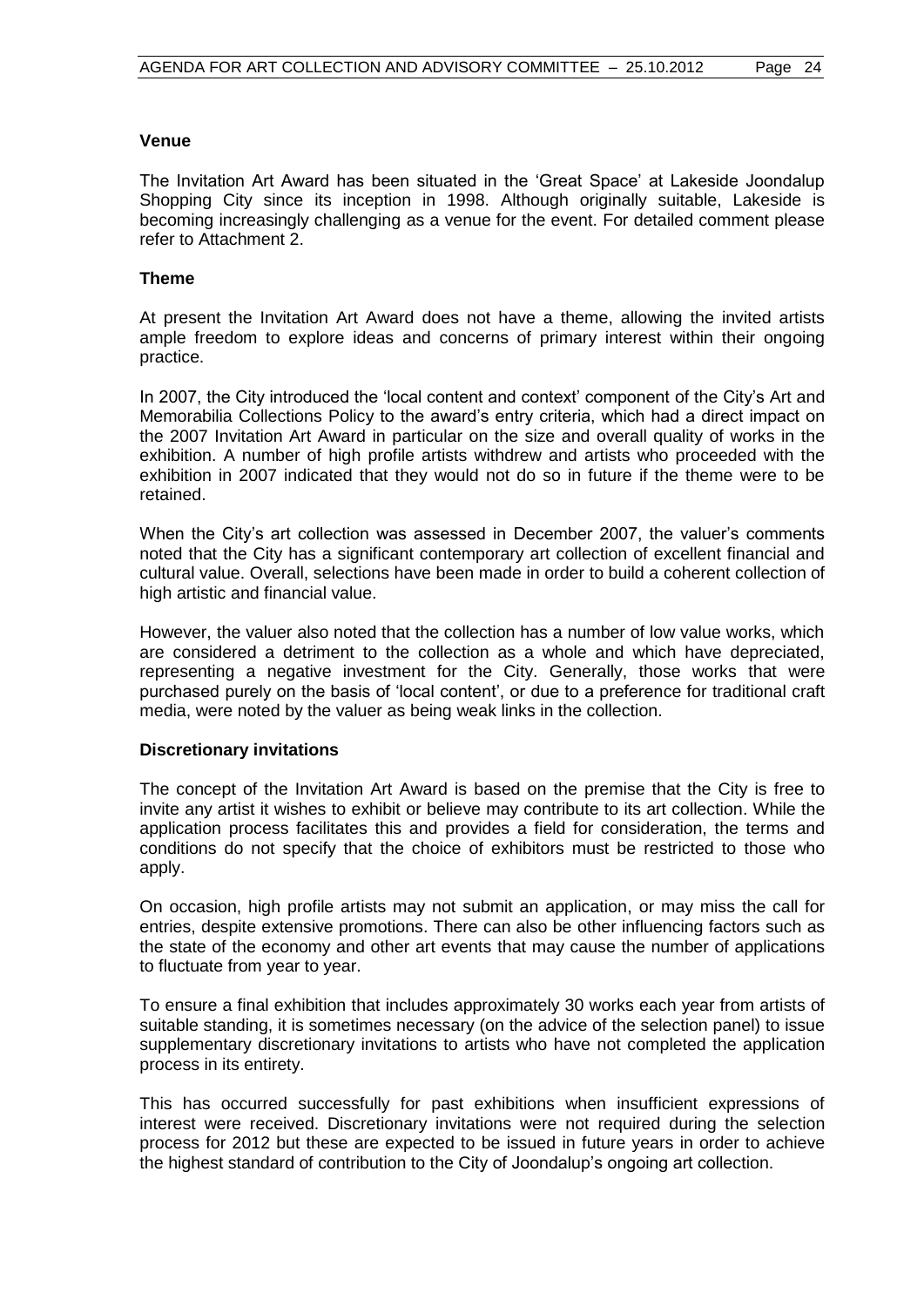**Venue**

The Invitation Art Award has been situated in the 'Great Space' at Lakeside Joondalup Shopping City since its inception in 1998. Although originally suitable, Lakeside is becoming increasingly challenging as a venue for the event. For detailed comment please refer to Attachment 2.

**Theme**

At present the Invitation Art Award does not have a theme, allowing the invited artists ample freedom to explore ideas and concerns of primary interest within their ongoing practice.

In 2007, the City introduced the 'local content and context' component of the City's Art and Memorabilia Collections Policy to the award's entry criteria, which had a direct impact on the 2007 Invitation Art Award in particular on the size and overall quality of works in the exhibition. A number of high profile artists withdrew and artists who proceeded with the exhibition in 2007 indicated that they would not do so in future if the theme were to be retained.

When the City's art collection was assessed in December 2007, the valuer's comments noted that the City has a significant contemporary art collection of excellent financial and cultural value. Overall, selections have been made in order to build a coherent collection of high artistic and financial value.

However, the valuer also noted that the collection has a number of low value works, which are considered a detriment to the collection as a whole and which have depreciated, representing a negative investment for the City. Generally, those works that were purchased purely on the basis of 'local content', or due to a preference for traditional craft media, were noted by the valuer as being weak links in the collection.

**Discretionary invitations**

The concept of the Invitation Art Award is based on the premise that the City is free to invite any artist it wishes to exhibit or believe may contribute to its art collection. While the application process facilitates this and provides a field for consideration, the terms and conditions do not specify that the choice of exhibitors must be restricted to those who apply.

On occasion, high profile artists may not submit an application, or may miss the call for entries, despite extensive promotions. There can also be other influencing factors such as the state of the economy and other art events that may cause the number of applications to fluctuate from year to year.

To ensure a final exhibition that includes approximately 30 works each year from artists of suitable standing, it is sometimes necessary (on the advice of the selection panel) to issue supplementary discretionary invitations to artists who have not completed the application process in its entirety.

This has occurred successfully for past exhibitions when insufficient expressions of interest were received. Discretionary invitations were not required during the selection process for 2012 but these are expected to be issued in future years in order to achieve the highest standard of contribution to the City of Joondalup's ongoing art collection.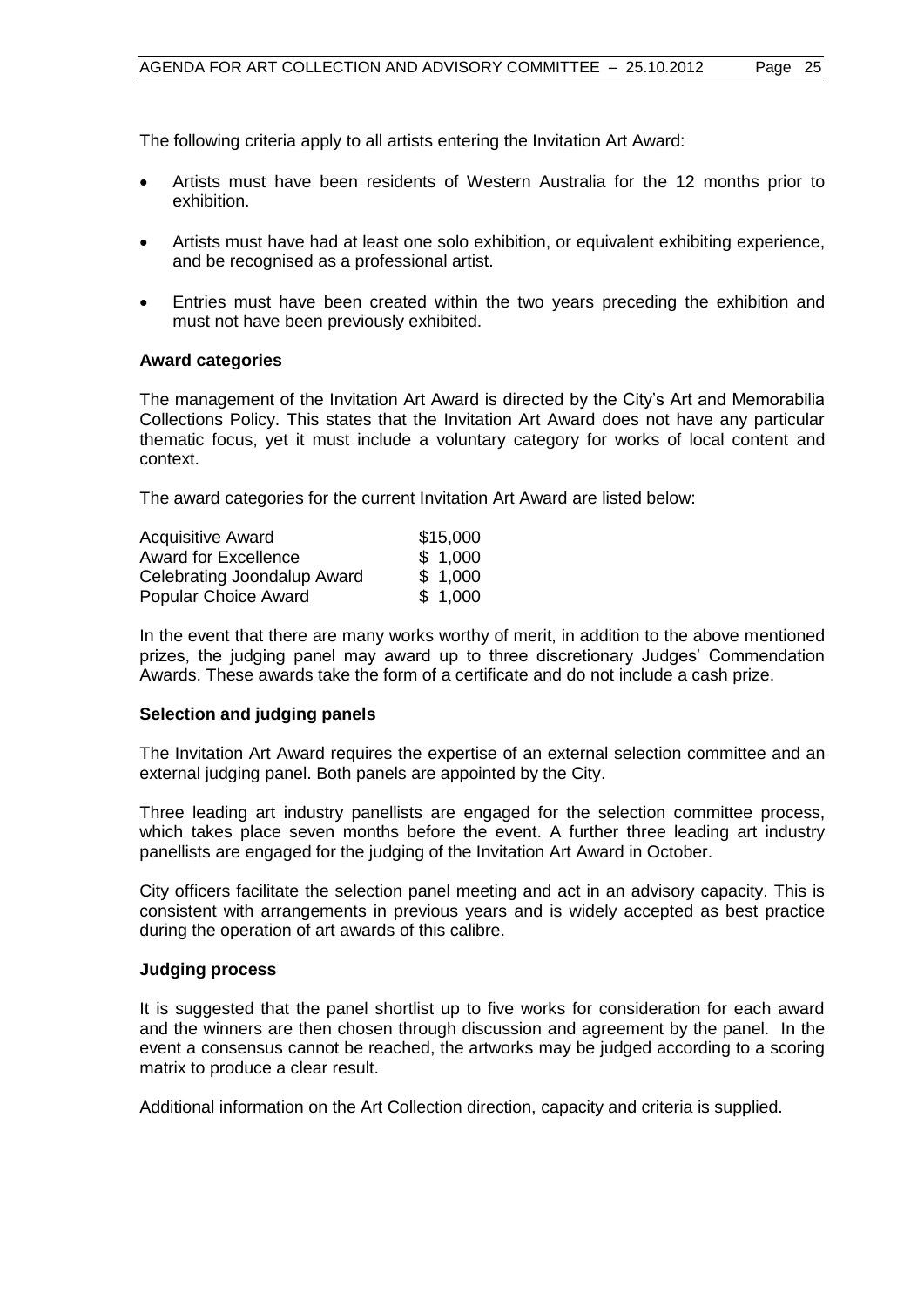The following criteria apply to all artists entering the Invitation Art Award:

- Artists must have been residents of Western Australia for the 12 months prior to exhibition.
- Artists must have had at least one solo exhibition, or equivalent exhibiting experience, and be recognised as a professional artist.
- Entries must have been created within the two years preceding the exhibition and must not have been previously exhibited.

**Award categories**

The management of the Invitation Art Award is directed by the City's Art and Memorabilia Collections Policy. This states that the Invitation Art Award does not have any particular thematic focus, yet it must include a voluntary category for works of local content and context.

The award categories for the current Invitation Art Award are listed below:

| | |
|---|---|
| Acquisitive Award | $15,000 |
| Award for Excellence | $ 1,000 |
| Celebrating Joondalup Award | $ 1,000 |
| Popular Choice Award | $ 1,000 |

In the event that there are many works worthy of merit, in addition to the above mentioned prizes, the judging panel may award up to three discretionary Judges' Commendation Awards. These awards take the form of a certificate and do not include a cash prize.

**Selection and judging panels**

The Invitation Art Award requires the expertise of an external selection committee and an external judging panel. Both panels are appointed by the City.

Three leading art industry panellists are engaged for the selection committee process, which takes place seven months before the event. A further three leading art industry panellists are engaged for the judging of the Invitation Art Award in October.

City officers facilitate the selection panel meeting and act in an advisory capacity. This is consistent with arrangements in previous years and is widely accepted as best practice during the operation of art awards of this calibre.

**Judging process**

It is suggested that the panel shortlist up to five works for consideration for each award and the winners are then chosen through discussion and agreement by the panel. In the event a consensus cannot be reached, the artworks may be judged according to a scoring matrix to produce a clear result.

Additional information on the Art Collection direction, capacity and criteria is supplied.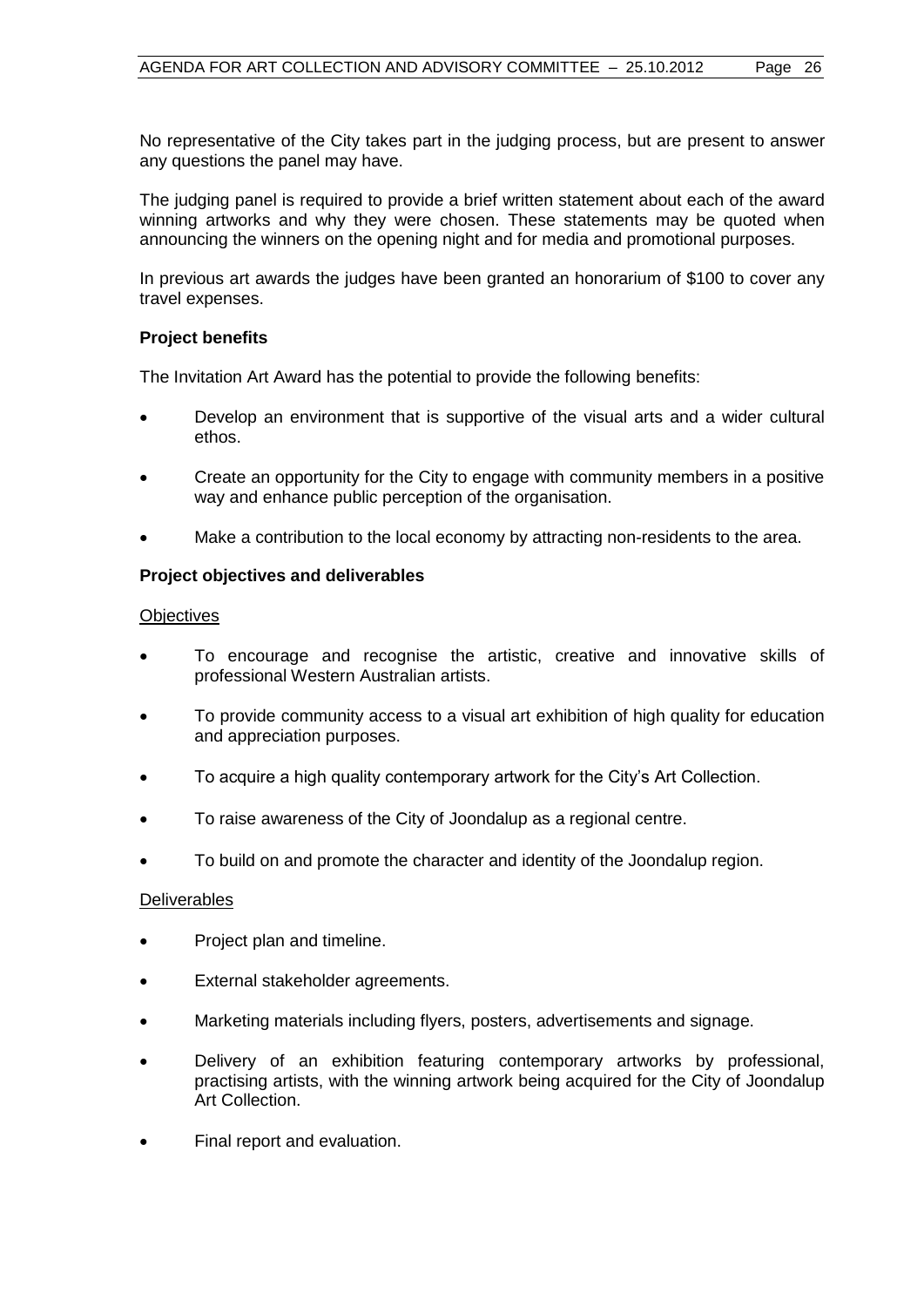No representative of the City takes part in the judging process, but are present to answer any questions the panel may have.

The judging panel is required to provide a brief written statement about each of the award winning artworks and why they were chosen. These statements may be quoted when announcing the winners on the opening night and for media and promotional purposes.

In previous art awards the judges have been granted an honorarium of $100 to cover any travel expenses.

**Project benefits**

The Invitation Art Award has the potential to provide the following benefits:

- Develop an environment that is supportive of the visual arts and a wider cultural ethos.
- Create an opportunity for the City to engage with community members in a positive way and enhance public perception of the organisation.
- Make a contribution to the local economy by attracting non-residents to the area.

**Project objectives and deliverables**

<u>Objectives</u>

- To encourage and recognise the artistic, creative and innovative skills of professional Western Australian artists.
- To provide community access to a visual art exhibition of high quality for education and appreciation purposes.
- To acquire a high quality contemporary artwork for the City's Art Collection.
- To raise awareness of the City of Joondalup as a regional centre.
- To build on and promote the character and identity of the Joondalup region.

<u>Deliverables</u>

- Project plan and timeline.
- External stakeholder agreements.
- Marketing materials including flyers, posters, advertisements and signage.
- Delivery of an exhibition featuring contemporary artworks by professional, practising artists, with the winning artwork being acquired for the City of Joondalup Art Collection.
- Final report and evaluation.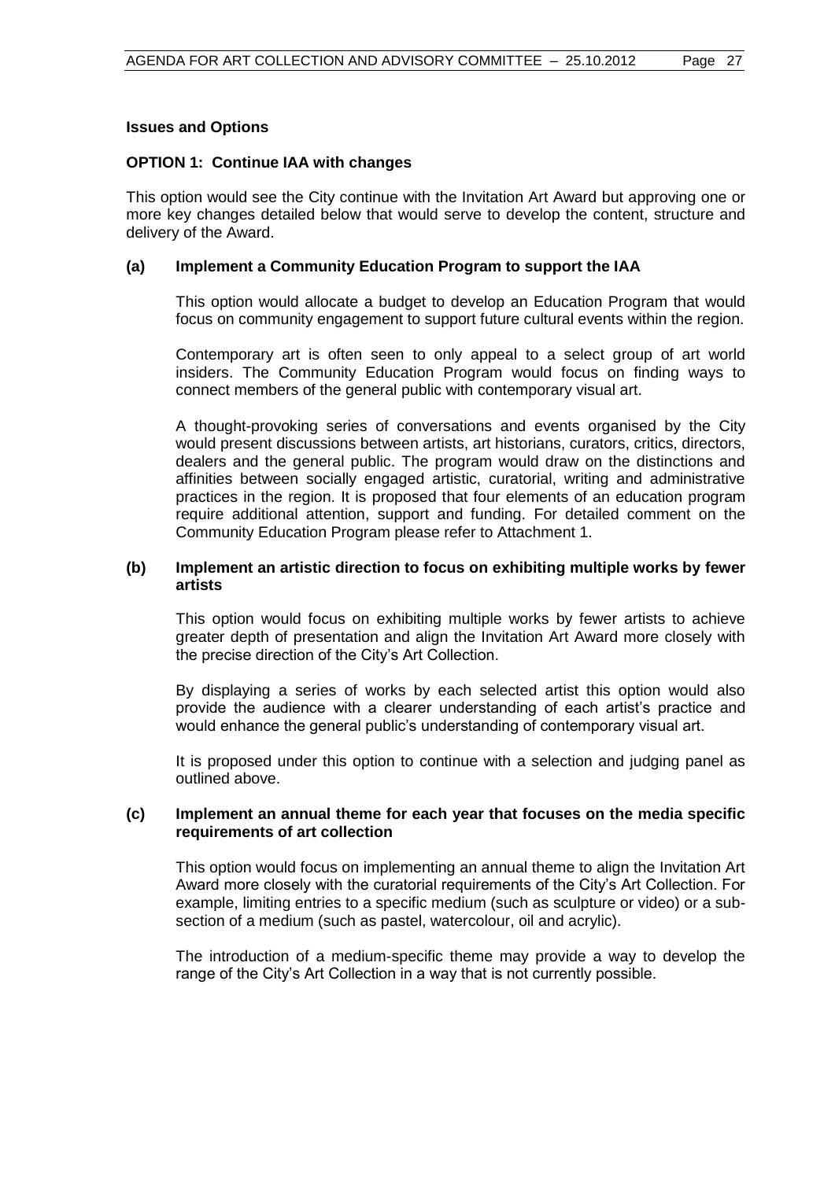**Issues and Options**

**OPTION 1: Continue IAA with changes**

This option would see the City continue with the Invitation Art Award but approving one or more key changes detailed below that would serve to develop the content, structure and delivery of the Award.

**(a) Implement a Community Education Program to support the IAA**

This option would allocate a budget to develop an Education Program that would focus on community engagement to support future cultural events within the region.

Contemporary art is often seen to only appeal to a select group of art world insiders. The Community Education Program would focus on finding ways to connect members of the general public with contemporary visual art.

A thought-provoking series of conversations and events organised by the City would present discussions between artists, art historians, curators, critics, directors, dealers and the general public. The program would draw on the distinctions and affinities between socially engaged artistic, curatorial, writing and administrative practices in the region. It is proposed that four elements of an education program require additional attention, support and funding. For detailed comment on the Community Education Program please refer to Attachment 1.

**(b) Implement an artistic direction to focus on exhibiting multiple works by fewer artists**

This option would focus on exhibiting multiple works by fewer artists to achieve greater depth of presentation and align the Invitation Art Award more closely with the precise direction of the City's Art Collection.

By displaying a series of works by each selected artist this option would also provide the audience with a clearer understanding of each artist's practice and would enhance the general public's understanding of contemporary visual art.

It is proposed under this option to continue with a selection and judging panel as outlined above.

**(c) Implement an annual theme for each year that focuses on the media specific requirements of art collection**

This option would focus on implementing an annual theme to align the Invitation Art Award more closely with the curatorial requirements of the City's Art Collection. For example, limiting entries to a specific medium (such as sculpture or video) or a sub-section of a medium (such as pastel, watercolour, oil and acrylic).

The introduction of a medium-specific theme may provide a way to develop the range of the City's Art Collection in a way that is not currently possible.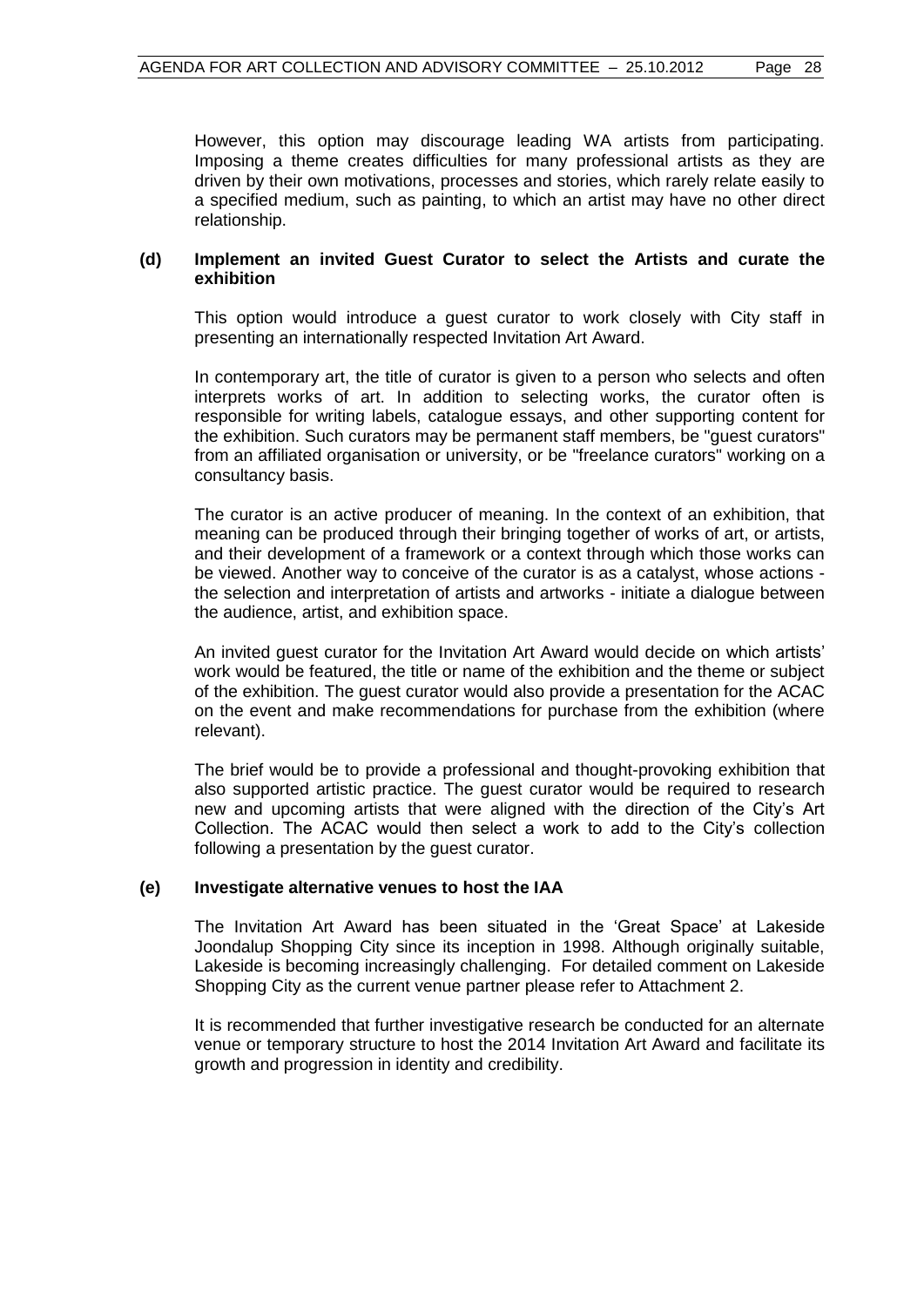However, this option may discourage leading WA artists from participating. Imposing a theme creates difficulties for many professional artists as they are driven by their own motivations, processes and stories, which rarely relate easily to a specified medium, such as painting, to which an artist may have no other direct relationship.

**(d) Implement an invited Guest Curator to select the Artists and curate the exhibition**

This option would introduce a guest curator to work closely with City staff in presenting an internationally respected Invitation Art Award.

In contemporary art, the title of curator is given to a person who selects and often interprets works of art. In addition to selecting works, the curator often is responsible for writing labels, catalogue essays, and other supporting content for the exhibition. Such curators may be permanent staff members, be "guest curators" from an affiliated organisation or university, or be "freelance curators" working on a consultancy basis.

The curator is an active producer of meaning. In the context of an exhibition, that meaning can be produced through their bringing together of works of art, or artists, and their development of a framework or a context through which those works can be viewed. Another way to conceive of the curator is as a catalyst, whose actions - the selection and interpretation of artists and artworks - initiate a dialogue between the audience, artist, and exhibition space.

An invited guest curator for the Invitation Art Award would decide on which artists' work would be featured, the title or name of the exhibition and the theme or subject of the exhibition. The guest curator would also provide a presentation for the ACAC on the event and make recommendations for purchase from the exhibition (where relevant).

The brief would be to provide a professional and thought-provoking exhibition that also supported artistic practice. The guest curator would be required to research new and upcoming artists that were aligned with the direction of the City's Art Collection. The ACAC would then select a work to add to the City's collection following a presentation by the guest curator.

**(e) Investigate alternative venues to host the IAA**

The Invitation Art Award has been situated in the 'Great Space' at Lakeside Joondalup Shopping City since its inception in 1998. Although originally suitable, Lakeside is becoming increasingly challenging. For detailed comment on Lakeside Shopping City as the current venue partner please refer to Attachment 2.

It is recommended that further investigative research be conducted for an alternate venue or temporary structure to host the 2014 Invitation Art Award and facilitate its growth and progression in identity and credibility.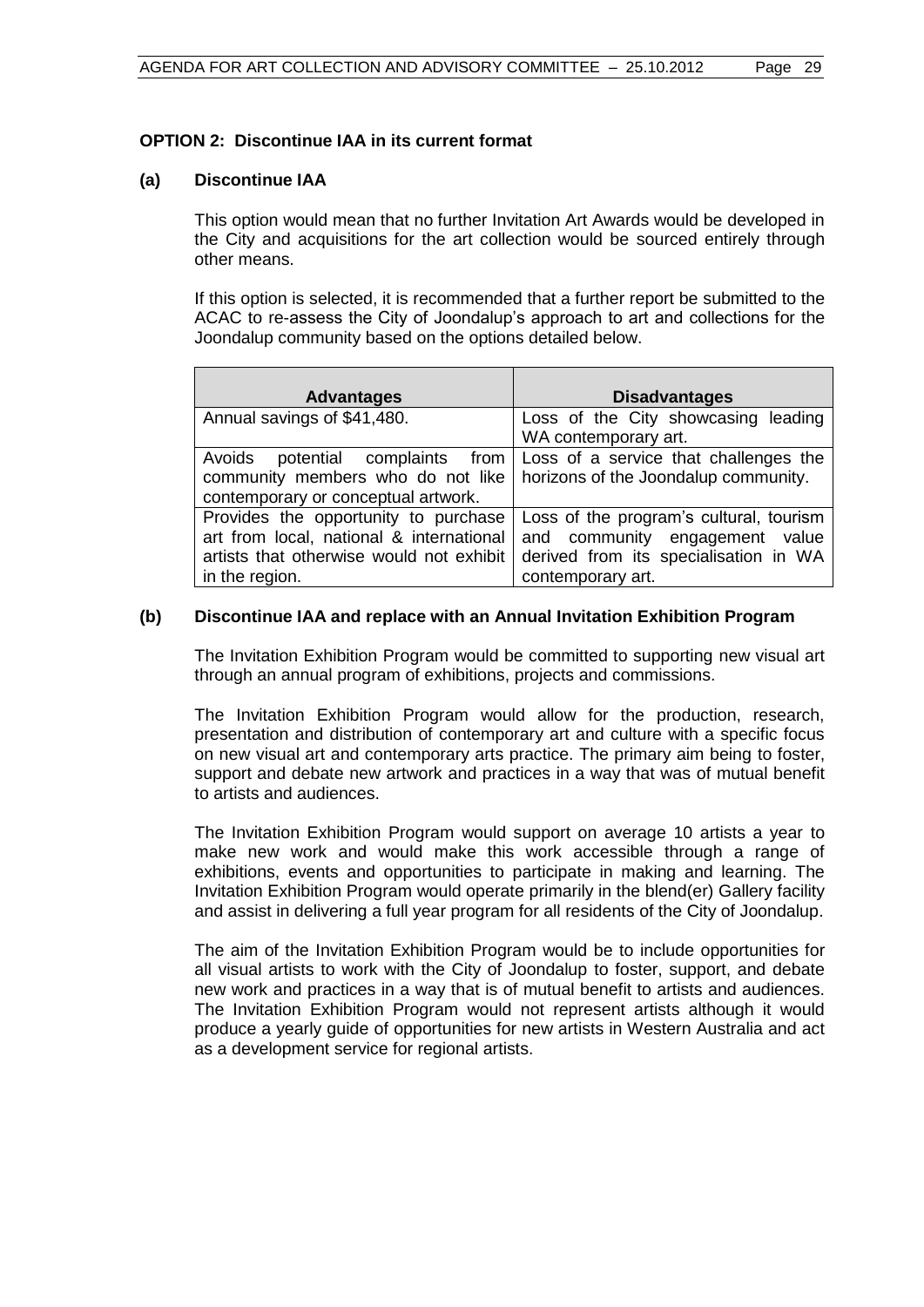**OPTION 2: Discontinue IAA in its current format**

**(a) Discontinue IAA**

This option would mean that no further Invitation Art Awards would be developed in the City and acquisitions for the art collection would be sourced entirely through other means.

If this option is selected, it is recommended that a further report be submitted to the ACAC to re-assess the City of Joondalup's approach to art and collections for the Joondalup community based on the options detailed below.

| Advantages | Disadvantages |
| --- | --- |
| Annual savings of $41,480. | Loss of the City showcasing leading WA contemporary art. |
| Avoids potential complaints from community members who do not like contemporary or conceptual artwork. | Loss of a service that challenges the horizons of the Joondalup community. |
| Provides the opportunity to purchase art from local, national & international artists that otherwise would not exhibit in the region. | Loss of the program's cultural, tourism and community engagement value derived from its specialisation in WA contemporary art. |

**(b) Discontinue IAA and replace with an Annual Invitation Exhibition Program**

The Invitation Exhibition Program would be committed to supporting new visual art through an annual program of exhibitions, projects and commissions.

The Invitation Exhibition Program would allow for the production, research, presentation and distribution of contemporary art and culture with a specific focus on new visual art and contemporary arts practice. The primary aim being to foster, support and debate new artwork and practices in a way that was of mutual benefit to artists and audiences.

The Invitation Exhibition Program would support on average 10 artists a year to make new work and would make this work accessible through a range of exhibitions, events and opportunities to participate in making and learning. The Invitation Exhibition Program would operate primarily in the blend(er) Gallery facility and assist in delivering a full year program for all residents of the City of Joondalup.

The aim of the Invitation Exhibition Program would be to include opportunities for all visual artists to work with the City of Joondalup to foster, support, and debate new work and practices in a way that is of mutual benefit to artists and audiences. The Invitation Exhibition Program would not represent artists although it would produce a yearly guide of opportunities for new artists in Western Australia and act as a development service for regional artists.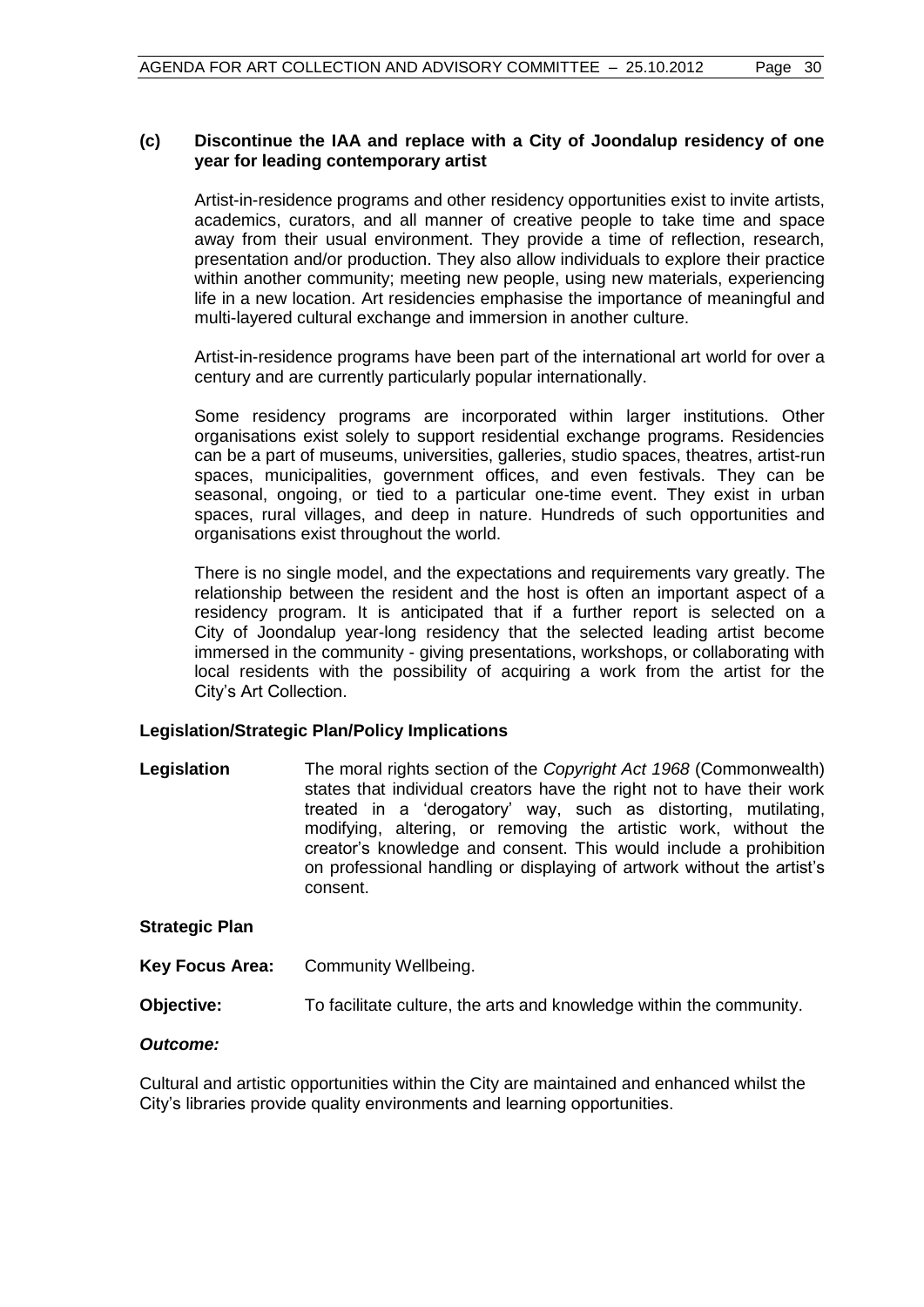**(c) Discontinue the IAA and replace with a City of Joondalup residency of one year for leading contemporary artist**

Artist-in-residence programs and other residency opportunities exist to invite artists, academics, curators, and all manner of creative people to take time and space away from their usual environment. They provide a time of reflection, research, presentation and/or production. They also allow individuals to explore their practice within another community; meeting new people, using new materials, experiencing life in a new location. Art residencies emphasise the importance of meaningful and multi-layered cultural exchange and immersion in another culture.

Artist-in-residence programs have been part of the international art world for over a century and are currently particularly popular internationally.

Some residency programs are incorporated within larger institutions. Other organisations exist solely to support residential exchange programs. Residencies can be a part of museums, universities, galleries, studio spaces, theatres, artist-run spaces, municipalities, government offices, and even festivals. They can be seasonal, ongoing, or tied to a particular one-time event. They exist in urban spaces, rural villages, and deep in nature. Hundreds of such opportunities and organisations exist throughout the world.

There is no single model, and the expectations and requirements vary greatly. The relationship between the resident and the host is often an important aspect of a residency program. It is anticipated that if a further report is selected on a City of Joondalup year-long residency that the selected leading artist become immersed in the community - giving presentations, workshops, or collaborating with local residents with the possibility of acquiring a work from the artist for the City's Art Collection.

**Legislation/Strategic Plan/Policy Implications**

**Legislation** The moral rights section of the *Copyright Act 1968* (Commonwealth) states that individual creators have the right not to have their work treated in a 'derogatory' way, such as distorting, mutilating, modifying, altering, or removing the artistic work, without the creator's knowledge and consent. This would include a prohibition on professional handling or displaying of artwork without the artist's consent.

**Strategic Plan**

**Key Focus Area:** Community Wellbeing.

**Objective:** To facilitate culture, the arts and knowledge within the community.

***Outcome:***

Cultural and artistic opportunities within the City are maintained and enhanced whilst the City's libraries provide quality environments and learning opportunities.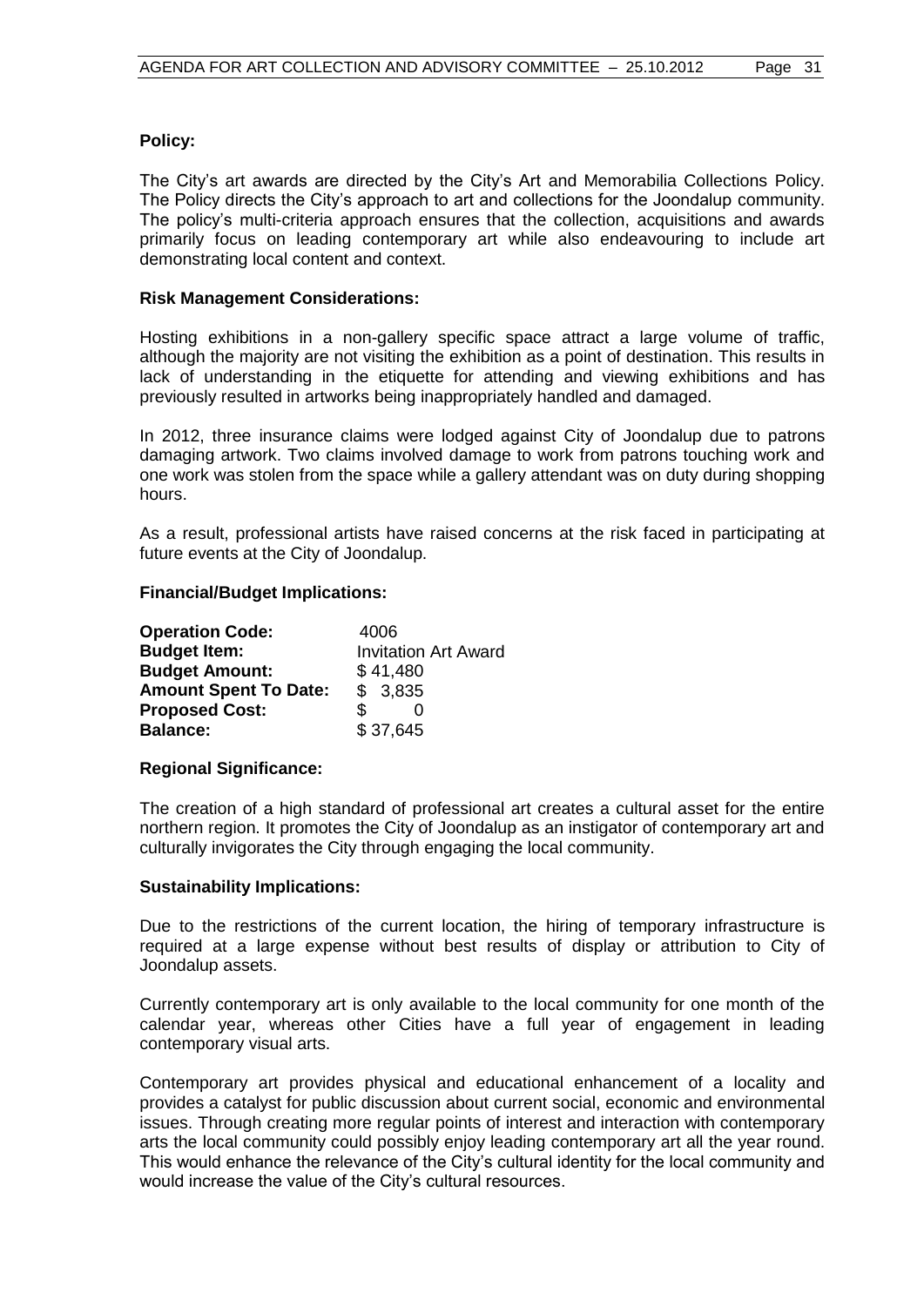**Policy:**

The City's art awards are directed by the City's Art and Memorabilia Collections Policy. The Policy directs the City's approach to art and collections for the Joondalup community. The policy's multi-criteria approach ensures that the collection, acquisitions and awards primarily focus on leading contemporary art while also endeavouring to include art demonstrating local content and context.

**Risk Management Considerations:**

Hosting exhibitions in a non-gallery specific space attract a large volume of traffic, although the majority are not visiting the exhibition as a point of destination. This results in lack of understanding in the etiquette for attending and viewing exhibitions and has previously resulted in artworks being inappropriately handled and damaged.

In 2012, three insurance claims were lodged against City of Joondalup due to patrons damaging artwork. Two claims involved damage to work from patrons touching work and one work was stolen from the space while a gallery attendant was on duty during shopping hours.

As a result, professional artists have raised concerns at the risk faced in participating at future events at the City of Joondalup.

**Financial/Budget Implications:**

| | |
|---|---|
| **Operation Code:** | 4006 |
| **Budget Item:** | Invitation Art Award |
| **Budget Amount:** | $ 41,480 |
| **Amount Spent To Date:** | $ 3,835 |
| **Proposed Cost:** | $ 0 |
| **Balance:** | $ 37,645 |

**Regional Significance:**

The creation of a high standard of professional art creates a cultural asset for the entire northern region. It promotes the City of Joondalup as an instigator of contemporary art and culturally invigorates the City through engaging the local community.

**Sustainability Implications:**

Due to the restrictions of the current location, the hiring of temporary infrastructure is required at a large expense without best results of display or attribution to City of Joondalup assets.

Currently contemporary art is only available to the local community for one month of the calendar year, whereas other Cities have a full year of engagement in leading contemporary visual arts.

Contemporary art provides physical and educational enhancement of a locality and provides a catalyst for public discussion about current social, economic and environmental issues. Through creating more regular points of interest and interaction with contemporary arts the local community could possibly enjoy leading contemporary art all the year round. This would enhance the relevance of the City's cultural identity for the local community and would increase the value of the City's cultural resources.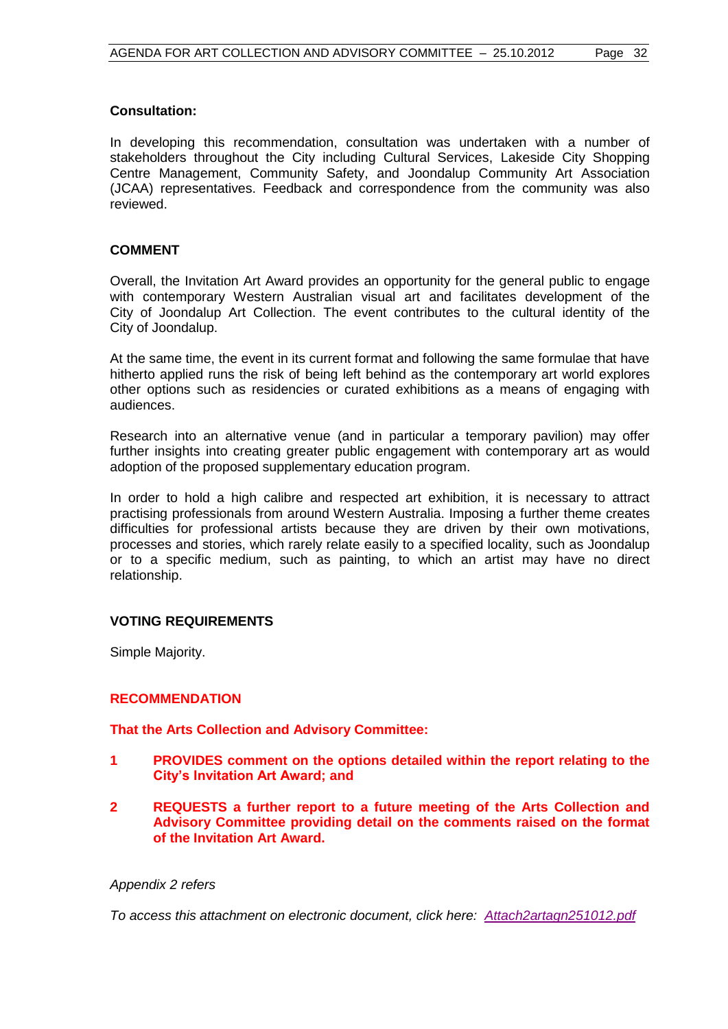**Consultation:**

In developing this recommendation, consultation was undertaken with a number of stakeholders throughout the City including Cultural Services, Lakeside City Shopping Centre Management, Community Safety, and Joondalup Community Art Association (JCAA) representatives. Feedback and correspondence from the community was also reviewed.

## COMMENT

Overall, the Invitation Art Award provides an opportunity for the general public to engage with contemporary Western Australian visual art and facilitates development of the City of Joondalup Art Collection. The event contributes to the cultural identity of the City of Joondalup.

At the same time, the event in its current format and following the same formulae that have hitherto applied runs the risk of being left behind as the contemporary art world explores other options such as residencies or curated exhibitions as a means of engaging with audiences.

Research into an alternative venue (and in particular a temporary pavilion) may offer further insights into creating greater public engagement with contemporary art as would adoption of the proposed supplementary education program.

In order to hold a high calibre and respected art exhibition, it is necessary to attract practising professionals from around Western Australia. Imposing a further theme creates difficulties for professional artists because they are driven by their own motivations, processes and stories, which rarely relate easily to a specified locality, such as Joondalup or to a specific medium, such as painting, to which an artist may have no direct relationship.

## VOTING REQUIREMENTS

Simple Majority.

## RECOMMENDATION

**That the Arts Collection and Advisory Committee:**

1. **PROVIDES comment on the options detailed within the report relating to the City's Invitation Art Award; and**
2. **REQUESTS a further report to a future meeting of the Arts Collection and Advisory Committee providing detail on the comments raised on the format of the Invitation Art Award.**

*Appendix 2 refers*

*To access this attachment on electronic document, click here: Attach2artagn251012.pdf*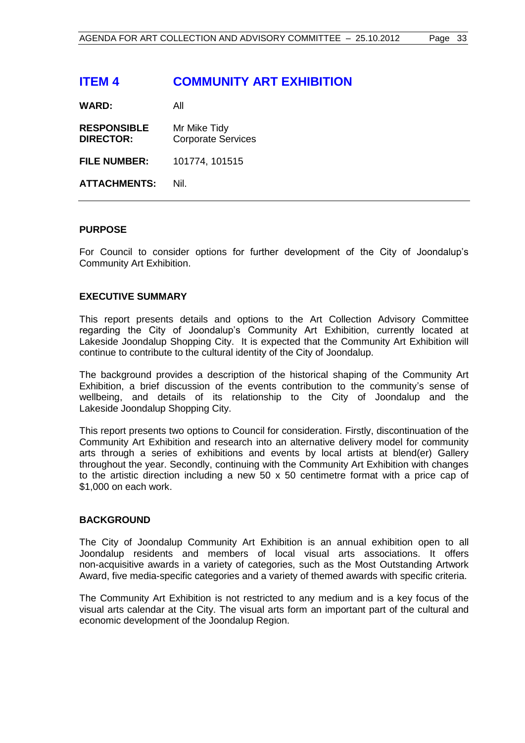# ITEM 4 COMMUNITY ART EXHIBITION

**WARD:** All

**RESPONSIBLE DIRECTOR:** Mr Mike Tidy
Corporate Services

**FILE NUMBER:** 101774, 101515

**ATTACHMENTS:** Nil.

---

## PURPOSE

For Council to consider options for further development of the City of Joondalup's Community Art Exhibition.

## EXECUTIVE SUMMARY

This report presents details and options to the Art Collection Advisory Committee regarding the City of Joondalup's Community Art Exhibition, currently located at Lakeside Joondalup Shopping City. It is expected that the Community Art Exhibition will continue to contribute to the cultural identity of the City of Joondalup.

The background provides a description of the historical shaping of the Community Art Exhibition, a brief discussion of the events contribution to the community's sense of wellbeing, and details of its relationship to the City of Joondalup and the Lakeside Joondalup Shopping City.

This report presents two options to Council for consideration. Firstly, discontinuation of the Community Art Exhibition and research into an alternative delivery model for community arts through a series of exhibitions and events by local artists at blend(er) Gallery throughout the year. Secondly, continuing with the Community Art Exhibition with changes to the artistic direction including a new 50 x 50 centimetre format with a price cap of $1,000 on each work.

## BACKGROUND

The City of Joondalup Community Art Exhibition is an annual exhibition open to all Joondalup residents and members of local visual arts associations. It offers non-acquisitive awards in a variety of categories, such as the Most Outstanding Artwork Award, five media-specific categories and a variety of themed awards with specific criteria.

The Community Art Exhibition is not restricted to any medium and is a key focus of the visual arts calendar at the City. The visual arts form an important part of the cultural and economic development of the Joondalup Region.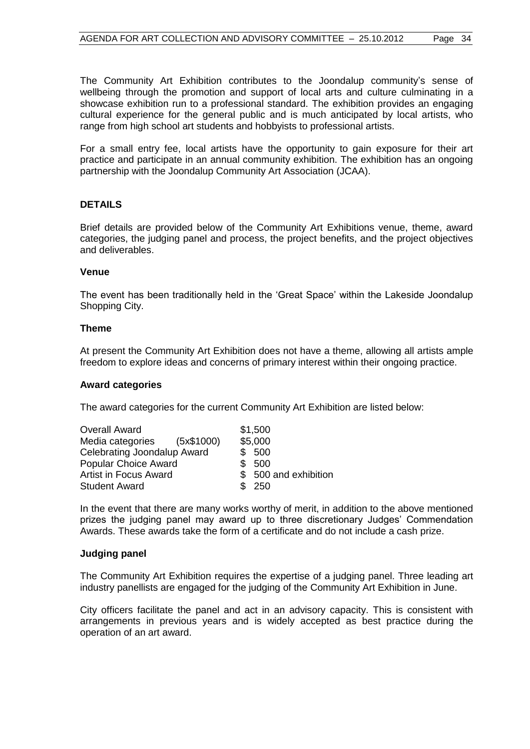The Community Art Exhibition contributes to the Joondalup community's sense of wellbeing through the promotion and support of local arts and culture culminating in a showcase exhibition run to a professional standard. The exhibition provides an engaging cultural experience for the general public and is much anticipated by local artists, who range from high school art students and hobbyists to professional artists.

For a small entry fee, local artists have the opportunity to gain exposure for their art practice and participate in an annual community exhibition. The exhibition has an ongoing partnership with the Joondalup Community Art Association (JCAA).

## DETAILS

Brief details are provided below of the Community Art Exhibitions venue, theme, award categories, the judging panel and process, the project benefits, and the project objectives and deliverables.

### Venue

The event has been traditionally held in the 'Great Space' within the Lakeside Joondalup Shopping City.

### Theme

At present the Community Art Exhibition does not have a theme, allowing all artists ample freedom to explore ideas and concerns of primary interest within their ongoing practice.

### Award categories

The award categories for the current Community Art Exhibition are listed below:

| | |
|---|---|
| Overall Award | $1,500 |
| Media categories (5x$1000) | $5,000 |
| Celebrating Joondalup Award | $ 500 |
| Popular Choice Award | $ 500 |
| Artist in Focus Award | $ 500 and exhibition |
| Student Award | $ 250 |

In the event that there are many works worthy of merit, in addition to the above mentioned prizes the judging panel may award up to three discretionary Judges' Commendation Awards. These awards take the form of a certificate and do not include a cash prize.

### Judging panel

The Community Art Exhibition requires the expertise of a judging panel. Three leading art industry panellists are engaged for the judging of the Community Art Exhibition in June.

City officers facilitate the panel and act in an advisory capacity. This is consistent with arrangements in previous years and is widely accepted as best practice during the operation of an art award.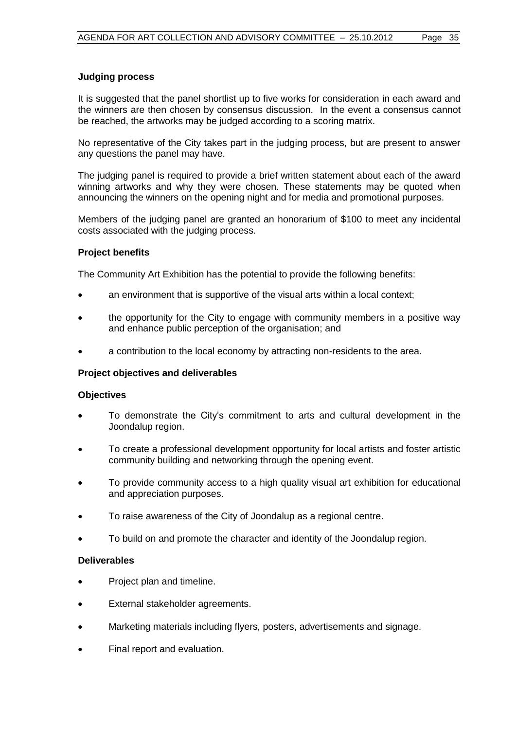**Judging process**

It is suggested that the panel shortlist up to five works for consideration in each award and the winners are then chosen by consensus discussion. In the event a consensus cannot be reached, the artworks may be judged according to a scoring matrix.

No representative of the City takes part in the judging process, but are present to answer any questions the panel may have.

The judging panel is required to provide a brief written statement about each of the award winning artworks and why they were chosen. These statements may be quoted when announcing the winners on the opening night and for media and promotional purposes.

Members of the judging panel are granted an honorarium of $100 to meet any incidental costs associated with the judging process.

**Project benefits**

The Community Art Exhibition has the potential to provide the following benefits:

- an environment that is supportive of the visual arts within a local context;
- the opportunity for the City to engage with community members in a positive way and enhance public perception of the organisation; and
- a contribution to the local economy by attracting non-residents to the area.

**Project objectives and deliverables**

**Objectives**

- To demonstrate the City's commitment to arts and cultural development in the Joondalup region.
- To create a professional development opportunity for local artists and foster artistic community building and networking through the opening event.
- To provide community access to a high quality visual art exhibition for educational and appreciation purposes.
- To raise awareness of the City of Joondalup as a regional centre.
- To build on and promote the character and identity of the Joondalup region.

**Deliverables**

- Project plan and timeline.
- External stakeholder agreements.
- Marketing materials including flyers, posters, advertisements and signage.
- Final report and evaluation.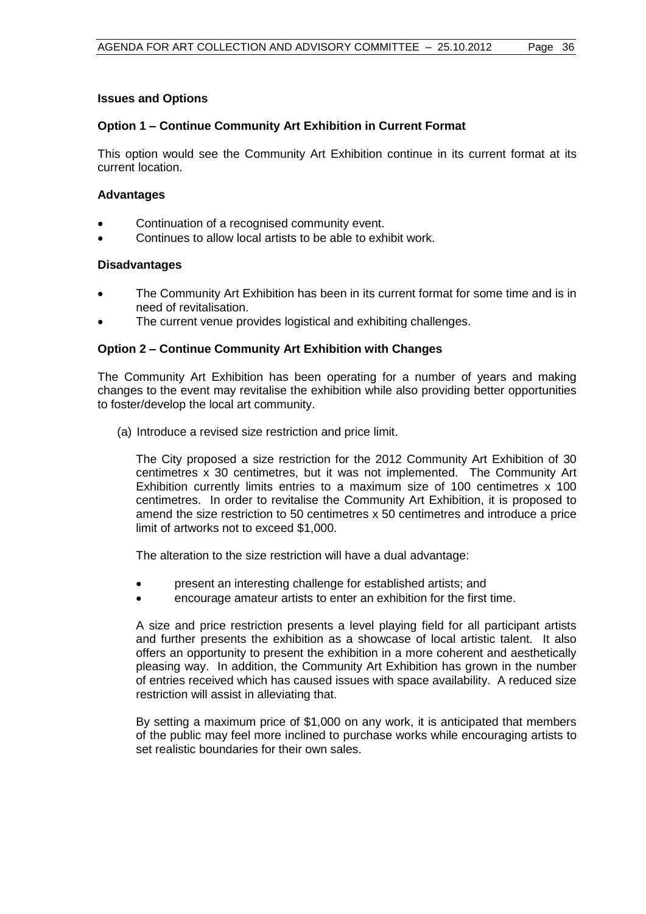**Issues and Options**

**Option 1 – Continue Community Art Exhibition in Current Format**

This option would see the Community Art Exhibition continue in its current format at its current location.

**Advantages**

- Continuation of a recognised community event.
- Continues to allow local artists to be able to exhibit work.

**Disadvantages**

- The Community Art Exhibition has been in its current format for some time and is in need of revitalisation.
- The current venue provides logistical and exhibiting challenges.

**Option 2 – Continue Community Art Exhibition with Changes**

The Community Art Exhibition has been operating for a number of years and making changes to the event may revitalise the exhibition while also providing better opportunities to foster/develop the local art community.

(a) Introduce a revised size restriction and price limit.

The City proposed a size restriction for the 2012 Community Art Exhibition of 30 centimetres x 30 centimetres, but it was not implemented. The Community Art Exhibition currently limits entries to a maximum size of 100 centimetres x 100 centimetres. In order to revitalise the Community Art Exhibition, it is proposed to amend the size restriction to 50 centimetres x 50 centimetres and introduce a price limit of artworks not to exceed $1,000.

The alteration to the size restriction will have a dual advantage:

- present an interesting challenge for established artists; and
- encourage amateur artists to enter an exhibition for the first time.

A size and price restriction presents a level playing field for all participant artists and further presents the exhibition as a showcase of local artistic talent. It also offers an opportunity to present the exhibition in a more coherent and aesthetically pleasing way. In addition, the Community Art Exhibition has grown in the number of entries received which has caused issues with space availability. A reduced size restriction will assist in alleviating that.

By setting a maximum price of $1,000 on any work, it is anticipated that members of the public may feel more inclined to purchase works while encouraging artists to set realistic boundaries for their own sales.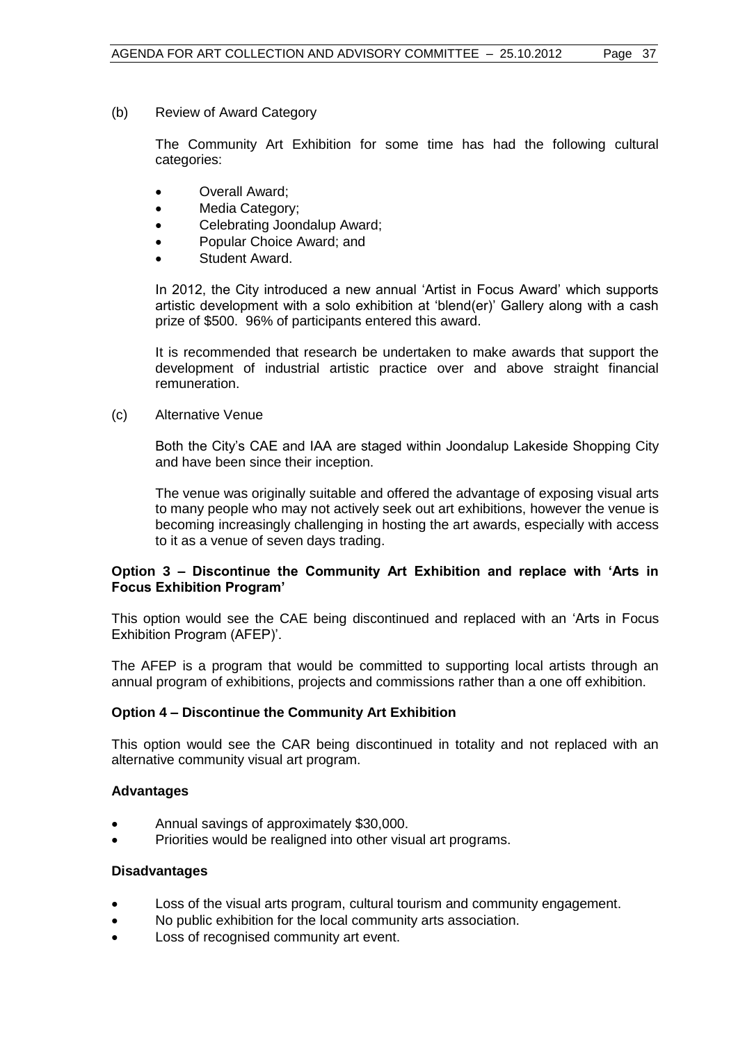(b) Review of Award Category

The Community Art Exhibition for some time has had the following cultural categories:

- Overall Award;
- Media Category;
- Celebrating Joondalup Award;
- Popular Choice Award; and
- Student Award.

In 2012, the City introduced a new annual 'Artist in Focus Award' which supports artistic development with a solo exhibition at 'blend(er)' Gallery along with a cash prize of \$500. 96% of participants entered this award.

It is recommended that research be undertaken to make awards that support the development of industrial artistic practice over and above straight financial remuneration.

(c) Alternative Venue

Both the City's CAE and IAA are staged within Joondalup Lakeside Shopping City and have been since their inception.

The venue was originally suitable and offered the advantage of exposing visual arts to many people who may not actively seek out art exhibitions, however the venue is becoming increasingly challenging in hosting the art awards, especially with access to it as a venue of seven days trading.

**Option 3 – Discontinue the Community Art Exhibition and replace with 'Arts in Focus Exhibition Program'**

This option would see the CAE being discontinued and replaced with an 'Arts in Focus Exhibition Program (AFEP)'.

The AFEP is a program that would be committed to supporting local artists through an annual program of exhibitions, projects and commissions rather than a one off exhibition.

**Option 4 – Discontinue the Community Art Exhibition**

This option would see the CAR being discontinued in totality and not replaced with an alternative community visual art program.

**Advantages**

- Annual savings of approximately \$30,000.
- Priorities would be realigned into other visual art programs.

**Disadvantages**

- Loss of the visual arts program, cultural tourism and community engagement.
- No public exhibition for the local community arts association.
- Loss of recognised community art event.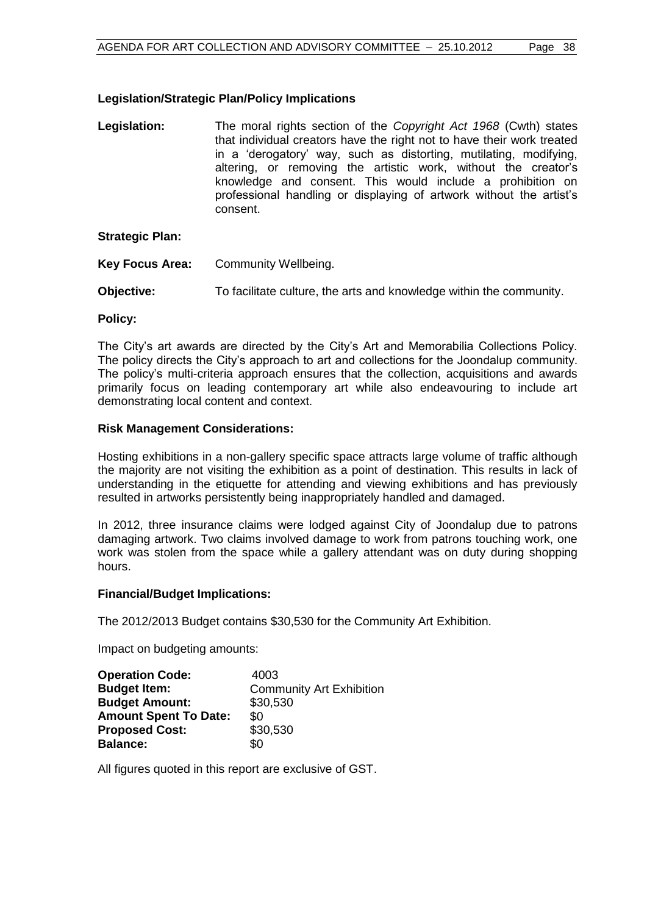### Legislation/Strategic Plan/Policy Implications

**Legislation:** The moral rights section of the *Copyright Act 1968* (Cwth) states that individual creators have the right not to have their work treated in a 'derogatory' way, such as distorting, mutilating, modifying, altering, or removing the artistic work, without the creator's knowledge and consent. This would include a prohibition on professional handling or displaying of artwork without the artist's consent.

**Strategic Plan:**

**Key Focus Area:** Community Wellbeing.

**Objective:** To facilitate culture, the arts and knowledge within the community.

**Policy:**

The City's art awards are directed by the City's Art and Memorabilia Collections Policy. The policy directs the City's approach to art and collections for the Joondalup community. The policy's multi-criteria approach ensures that the collection, acquisitions and awards primarily focus on leading contemporary art while also endeavouring to include art demonstrating local content and context.

### Risk Management Considerations:

Hosting exhibitions in a non-gallery specific space attracts large volume of traffic although the majority are not visiting the exhibition as a point of destination. This results in lack of understanding in the etiquette for attending and viewing exhibitions and has previously resulted in artworks persistently being inappropriately handled and damaged.

In 2012, three insurance claims were lodged against City of Joondalup due to patrons damaging artwork. Two claims involved damage to work from patrons touching work, one work was stolen from the space while a gallery attendant was on duty during shopping hours.

### Financial/Budget Implications:

The 2012/2013 Budget contains $30,530 for the Community Art Exhibition.

Impact on budgeting amounts:

| | |
|---|---|
| **Operation Code:** | 4003 |
| **Budget Item:** | Community Art Exhibition |
| **Budget Amount:** | $30,530 |
| **Amount Spent To Date:** | $0 |
| **Proposed Cost:** | $30,530 |
| **Balance:** | $0 |

All figures quoted in this report are exclusive of GST.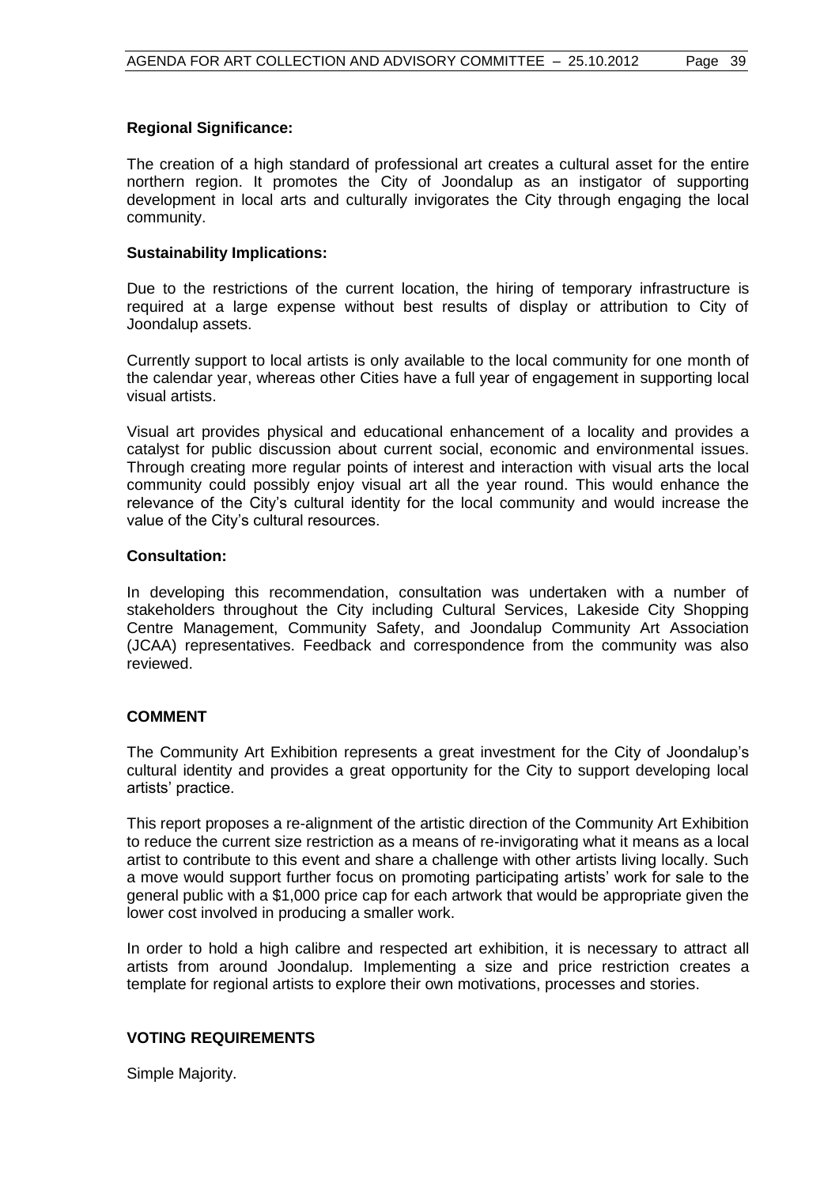**Regional Significance:**

The creation of a high standard of professional art creates a cultural asset for the entire northern region. It promotes the City of Joondalup as an instigator of supporting development in local arts and culturally invigorates the City through engaging the local community.

**Sustainability Implications:**

Due to the restrictions of the current location, the hiring of temporary infrastructure is required at a large expense without best results of display or attribution to City of Joondalup assets.

Currently support to local artists is only available to the local community for one month of the calendar year, whereas other Cities have a full year of engagement in supporting local visual artists.

Visual art provides physical and educational enhancement of a locality and provides a catalyst for public discussion about current social, economic and environmental issues. Through creating more regular points of interest and interaction with visual arts the local community could possibly enjoy visual art all the year round. This would enhance the relevance of the City's cultural identity for the local community and would increase the value of the City's cultural resources.

**Consultation:**

In developing this recommendation, consultation was undertaken with a number of stakeholders throughout the City including Cultural Services, Lakeside City Shopping Centre Management, Community Safety, and Joondalup Community Art Association (JCAA) representatives. Feedback and correspondence from the community was also reviewed.

## COMMENT

The Community Art Exhibition represents a great investment for the City of Joondalup's cultural identity and provides a great opportunity for the City to support developing local artists' practice.

This report proposes a re-alignment of the artistic direction of the Community Art Exhibition to reduce the current size restriction as a means of re-invigorating what it means as a local artist to contribute to this event and share a challenge with other artists living locally. Such a move would support further focus on promoting participating artists' work for sale to the general public with a $1,000 price cap for each artwork that would be appropriate given the lower cost involved in producing a smaller work.

In order to hold a high calibre and respected art exhibition, it is necessary to attract all artists from around Joondalup. Implementing a size and price restriction creates a template for regional artists to explore their own motivations, processes and stories.

## VOTING REQUIREMENTS

Simple Majority.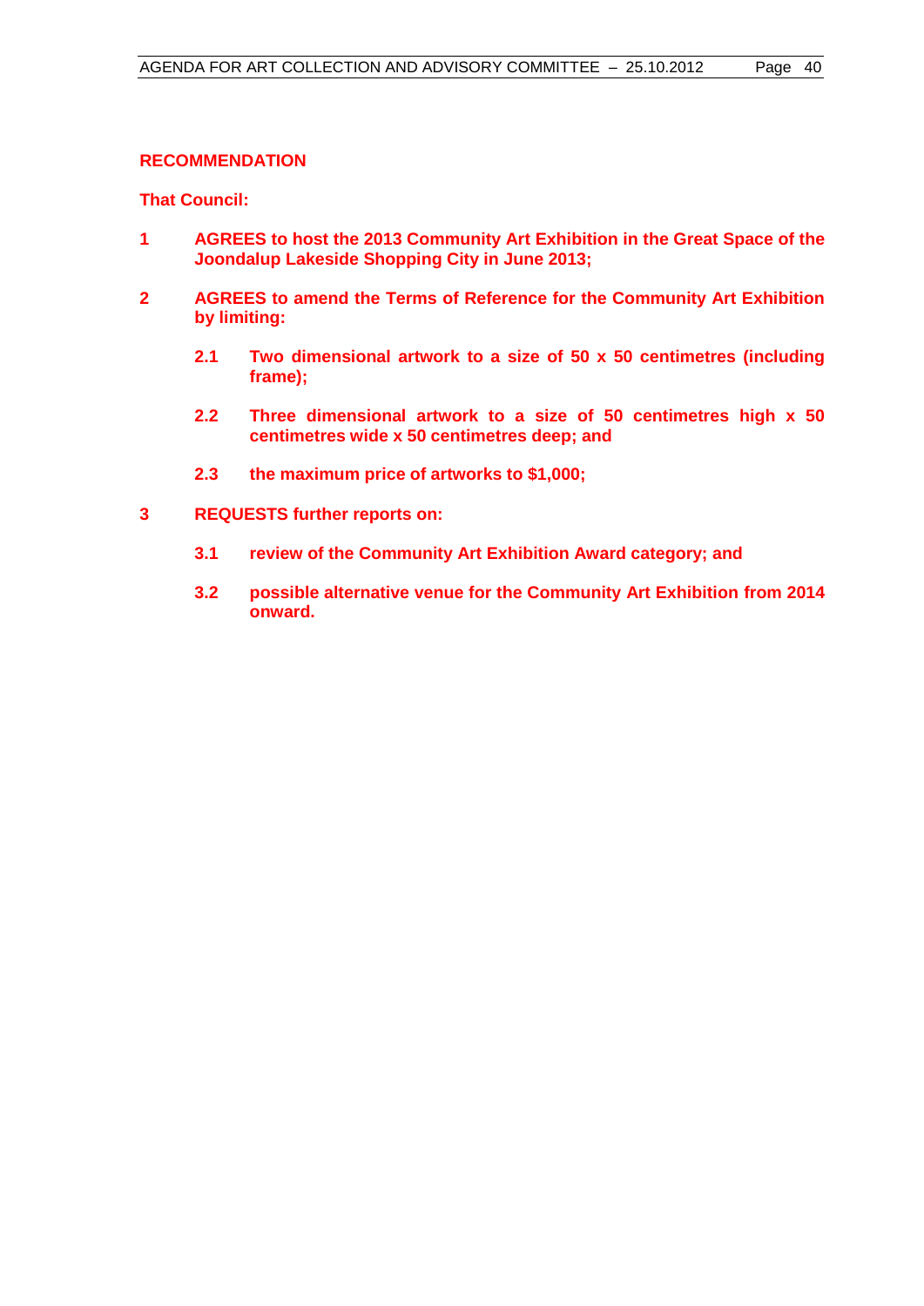**RECOMMENDATION**

**That Council:**

**1** **AGREES to host the 2013 Community Art Exhibition in the Great Space of the Joondalup Lakeside Shopping City in June 2013;**

**2** **AGREES to amend the Terms of Reference for the Community Art Exhibition by limiting:**

   **2.1** **Two dimensional artwork to a size of 50 x 50 centimetres (including frame);**

   **2.2** **Three dimensional artwork to a size of 50 centimetres high x 50 centimetres wide x 50 centimetres deep; and**

   **2.3** **the maximum price of artworks to $1,000;**

**3** **REQUESTS further reports on:**

   **3.1** **review of the Community Art Exhibition Award category; and**

   **3.2** **possible alternative venue for the Community Art Exhibition from 2014 onward.**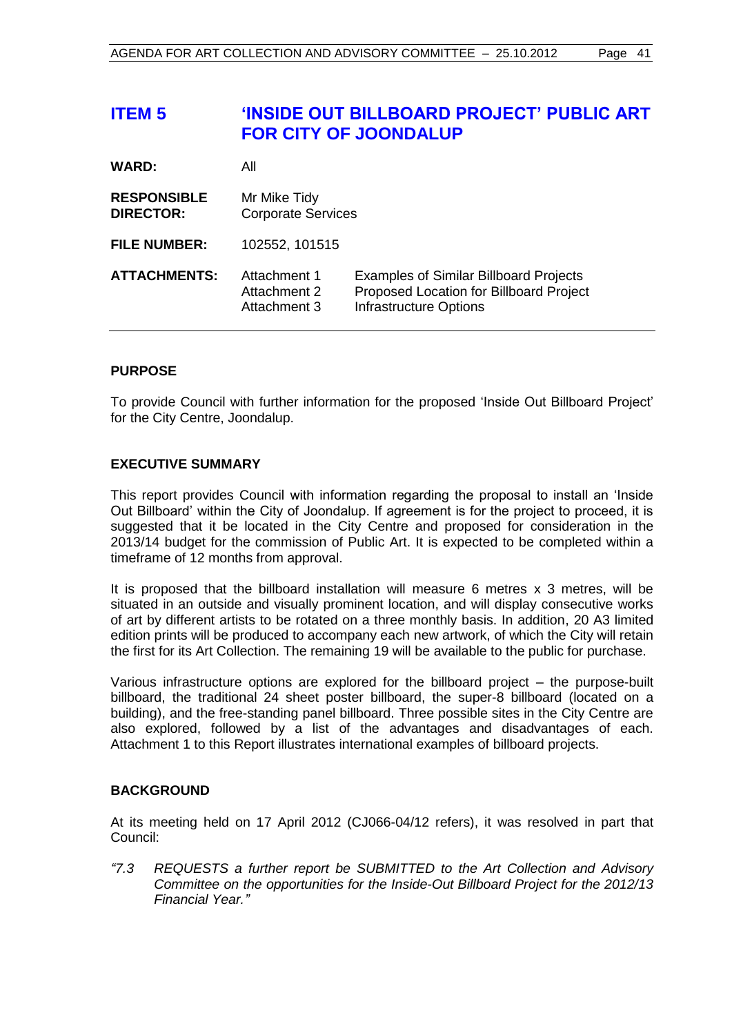# ITEM 5 'INSIDE OUT BILLBOARD PROJECT' PUBLIC ART FOR CITY OF JOONDALUP

| | | |
|---|---|---|
| **WARD:** | All | |
| **RESPONSIBLE DIRECTOR:** | Mr Mike Tidy<br>Corporate Services | |
| **FILE NUMBER:** | 102552, 101515 | |
| **ATTACHMENTS:** | Attachment 1<br>Attachment 2<br>Attachment 3 | Examples of Similar Billboard Projects<br>Proposed Location for Billboard Project<br>Infrastructure Options |

## PURPOSE

To provide Council with further information for the proposed 'Inside Out Billboard Project' for the City Centre, Joondalup.

## EXECUTIVE SUMMARY

This report provides Council with information regarding the proposal to install an 'Inside Out Billboard' within the City of Joondalup. If agreement is for the project to proceed, it is suggested that it be located in the City Centre and proposed for consideration in the 2013/14 budget for the commission of Public Art. It is expected to be completed within a timeframe of 12 months from approval.

It is proposed that the billboard installation will measure 6 metres x 3 metres, will be situated in an outside and visually prominent location, and will display consecutive works of art by different artists to be rotated on a three monthly basis. In addition, 20 A3 limited edition prints will be produced to accompany each new artwork, of which the City will retain the first for its Art Collection. The remaining 19 will be available to the public for purchase.

Various infrastructure options are explored for the billboard project – the purpose-built billboard, the traditional 24 sheet poster billboard, the super-8 billboard (located on a building), and the free-standing panel billboard. Three possible sites in the City Centre are also explored, followed by a list of the advantages and disadvantages of each. Attachment 1 to this Report illustrates international examples of billboard projects.

## BACKGROUND

At its meeting held on 17 April 2012 (CJ066-04/12 refers), it was resolved in part that Council:

*"7.3 REQUESTS a further report be SUBMITTED to the Art Collection and Advisory Committee on the opportunities for the Inside-Out Billboard Project for the 2012/13 Financial Year."*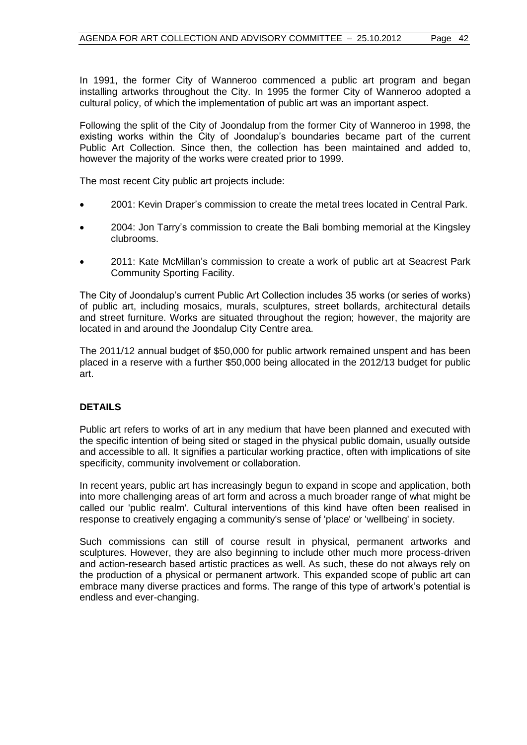In 1991, the former City of Wanneroo commenced a public art program and began installing artworks throughout the City. In 1995 the former City of Wanneroo adopted a cultural policy, of which the implementation of public art was an important aspect.

Following the split of the City of Joondalup from the former City of Wanneroo in 1998, the existing works within the City of Joondalup's boundaries became part of the current Public Art Collection. Since then, the collection has been maintained and added to, however the majority of the works were created prior to 1999.

The most recent City public art projects include:

- 2001: Kevin Draper's commission to create the metal trees located in Central Park.
- 2004: Jon Tarry's commission to create the Bali bombing memorial at the Kingsley clubrooms.
- 2011: Kate McMillan's commission to create a work of public art at Seacrest Park Community Sporting Facility.

The City of Joondalup's current Public Art Collection includes 35 works (or series of works) of public art, including mosaics, murals, sculptures, street bollards, architectural details and street furniture. Works are situated throughout the region; however, the majority are located in and around the Joondalup City Centre area.

The 2011/12 annual budget of $50,000 for public artwork remained unspent and has been placed in a reserve with a further $50,000 being allocated in the 2012/13 budget for public art.

## DETAILS

Public art refers to works of art in any medium that have been planned and executed with the specific intention of being sited or staged in the physical public domain, usually outside and accessible to all. It signifies a particular working practice, often with implications of site specificity, community involvement or collaboration.

In recent years, public art has increasingly begun to expand in scope and application, both into more challenging areas of art form and across a much broader range of what might be called our 'public realm'. Cultural interventions of this kind have often been realised in response to creatively engaging a community's sense of 'place' or 'wellbeing' in society.

Such commissions can still of course result in physical, permanent artworks and sculptures. However, they are also beginning to include other much more process-driven and action-research based artistic practices as well. As such, these do not always rely on the production of a physical or permanent artwork. This expanded scope of public art can embrace many diverse practices and forms. The range of this type of artwork's potential is endless and ever-changing.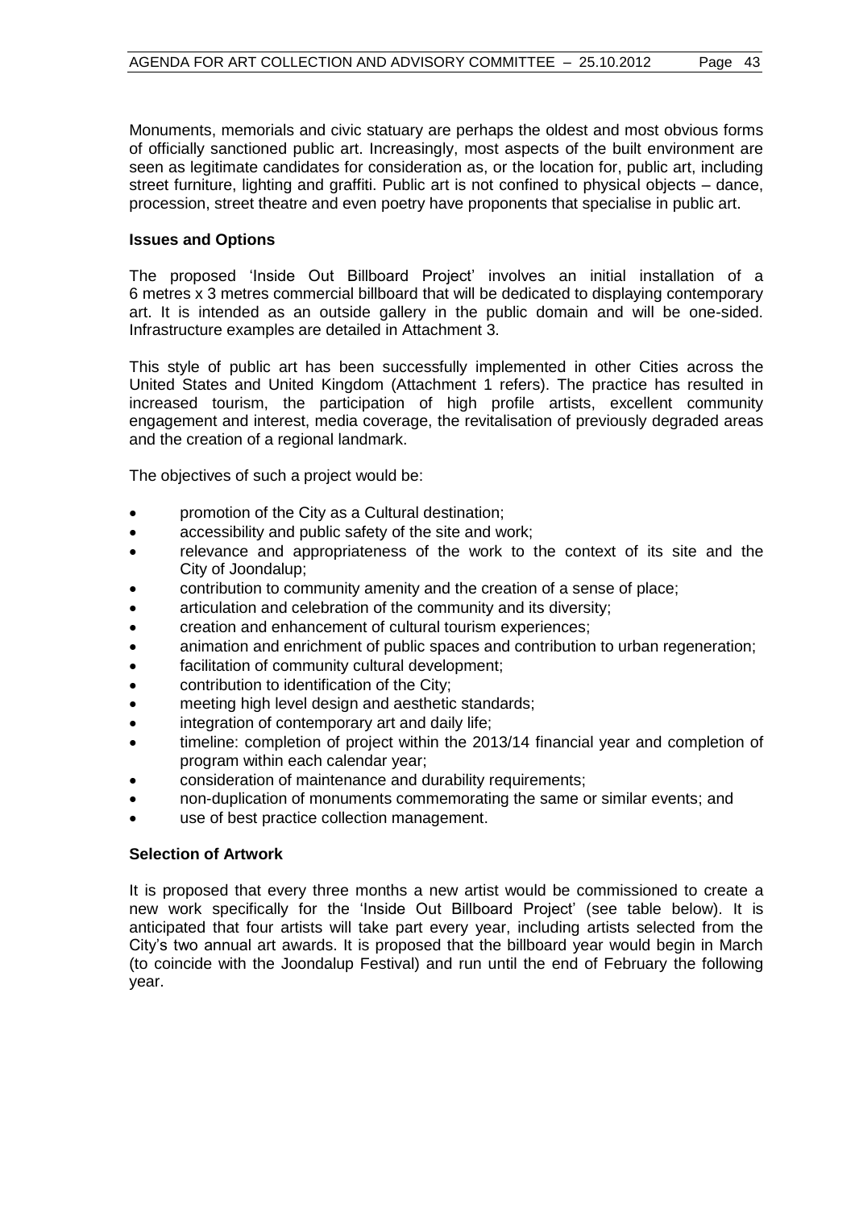Monuments, memorials and civic statuary are perhaps the oldest and most obvious forms of officially sanctioned public art. Increasingly, most aspects of the built environment are seen as legitimate candidates for consideration as, or the location for, public art, including street furniture, lighting and graffiti. Public art is not confined to physical objects – dance, procession, street theatre and even poetry have proponents that specialise in public art.

**Issues and Options**

The proposed 'Inside Out Billboard Project' involves an initial installation of a 6 metres x 3 metres commercial billboard that will be dedicated to displaying contemporary art. It is intended as an outside gallery in the public domain and will be one-sided. Infrastructure examples are detailed in Attachment 3.

This style of public art has been successfully implemented in other Cities across the United States and United Kingdom (Attachment 1 refers). The practice has resulted in increased tourism, the participation of high profile artists, excellent community engagement and interest, media coverage, the revitalisation of previously degraded areas and the creation of a regional landmark.

The objectives of such a project would be:

- promotion of the City as a Cultural destination;
- accessibility and public safety of the site and work;
- relevance and appropriateness of the work to the context of its site and the City of Joondalup;
- contribution to community amenity and the creation of a sense of place;
- articulation and celebration of the community and its diversity;
- creation and enhancement of cultural tourism experiences;
- animation and enrichment of public spaces and contribution to urban regeneration;
- facilitation of community cultural development;
- contribution to identification of the City;
- meeting high level design and aesthetic standards;
- integration of contemporary art and daily life;
- timeline: completion of project within the 2013/14 financial year and completion of program within each calendar year;
- consideration of maintenance and durability requirements;
- non-duplication of monuments commemorating the same or similar events; and
- use of best practice collection management.

**Selection of Artwork**

It is proposed that every three months a new artist would be commissioned to create a new work specifically for the 'Inside Out Billboard Project' (see table below). It is anticipated that four artists will take part every year, including artists selected from the City's two annual art awards. It is proposed that the billboard year would begin in March (to coincide with the Joondalup Festival) and run until the end of February the following year.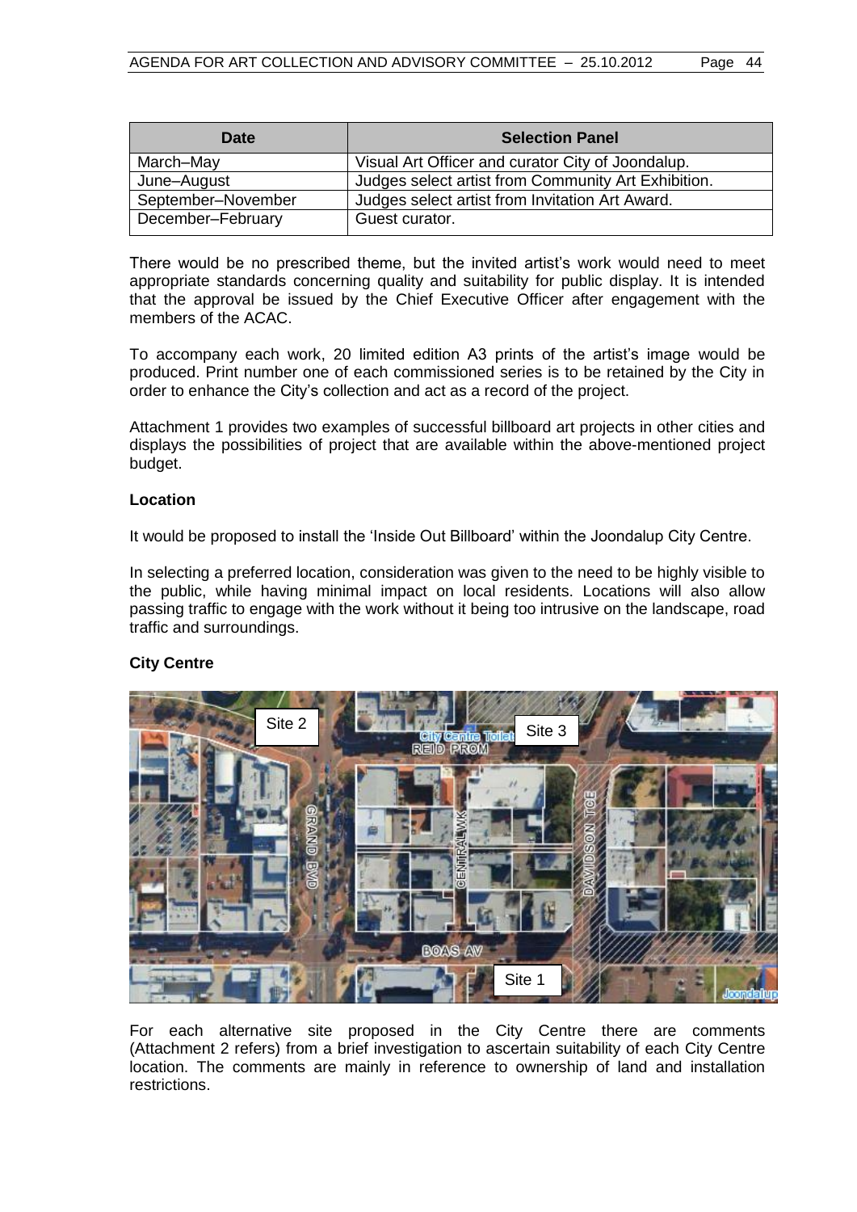| Date | Selection Panel |
| --- | --- |
| March–May | Visual Art Officer and curator City of Joondalup. |
| June–August | Judges select artist from Community Art Exhibition. |
| September–November | Judges select artist from Invitation Art Award. |
| December–February | Guest curator. |

There would be no prescribed theme, but the invited artist's work would need to meet appropriate standards concerning quality and suitability for public display. It is intended that the approval be issued by the Chief Executive Officer after engagement with the members of the ACAC.

To accompany each work, 20 limited edition A3 prints of the artist's image would be produced. Print number one of each commissioned series is to be retained by the City in order to enhance the City's collection and act as a record of the project.

Attachment 1 provides two examples of successful billboard art projects in other cities and displays the possibilities of project that are available within the above-mentioned project budget.

**Location**

It would be proposed to install the 'Inside Out Billboard' within the Joondalup City Centre.

In selecting a preferred location, consideration was given to the need to be highly visible to the public, while having minimal impact on local residents. Locations will also allow passing traffic to engage with the work without it being too intrusive on the landscape, road traffic and surroundings.

**City Centre**

Site 2 | Site 3 | Site 1 | GRAND BVD | CENTRAL WK | DAVIDSON TCE | REID PROM | BOAS AV | City Centre Toilet

For each alternative site proposed in the City Centre there are comments (Attachment 2 refers) from a brief investigation to ascertain suitability of each City Centre location. The comments are mainly in reference to ownership of land and installation restrictions.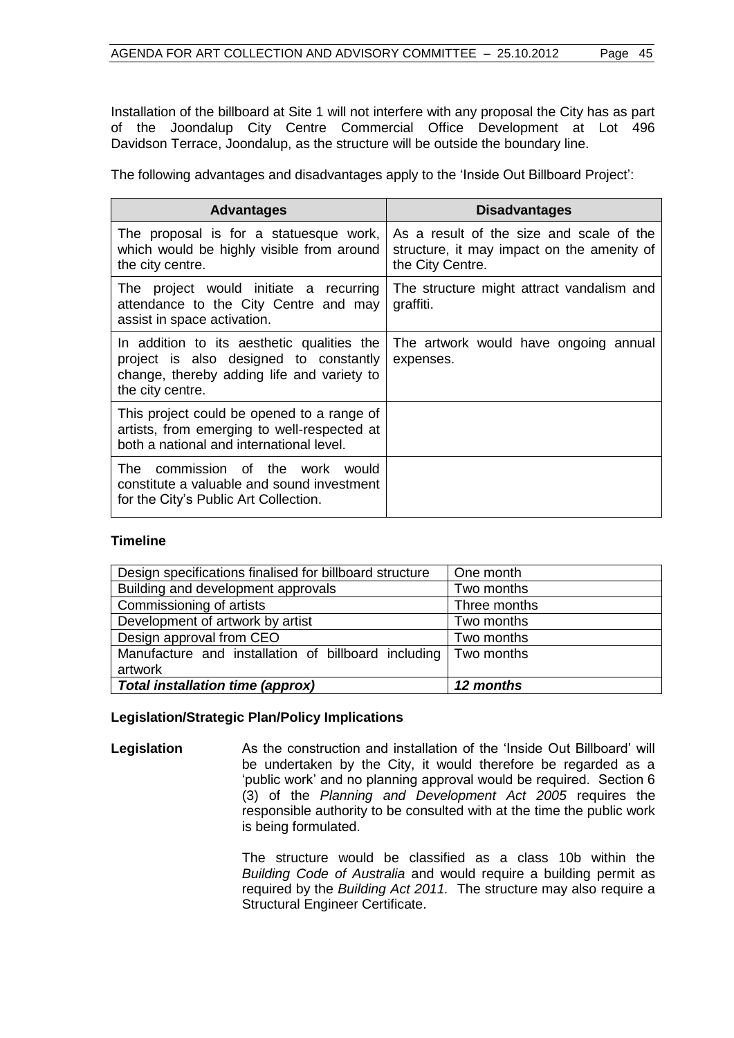Installation of the billboard at Site 1 will not interfere with any proposal the City has as part of the Joondalup City Centre Commercial Office Development at Lot 496 Davidson Terrace, Joondalup, as the structure will be outside the boundary line.

The following advantages and disadvantages apply to the 'Inside Out Billboard Project':

| Advantages | Disadvantages |
|---|---|
| The proposal is for a statuesque work, which would be highly visible from around the city centre. | As a result of the size and scale of the structure, it may impact on the amenity of the City Centre. |
| The project would initiate a recurring attendance to the City Centre and may assist in space activation. | The structure might attract vandalism and graffiti. |
| In addition to its aesthetic qualities the project is also designed to constantly change, thereby adding life and variety to the city centre. | The artwork would have ongoing annual expenses. |
| This project could be opened to a range of artists, from emerging to well-respected at both a national and international level. | |
| The commission of the work would constitute a valuable and sound investment for the City's Public Art Collection. | |

### Timeline

| | |
|---|---|
| Design specifications finalised for billboard structure | One month |
| Building and development approvals | Two months |
| Commissioning of artists | Three months |
| Development of artwork by artist | Two months |
| Design approval from CEO | Two months |
| Manufacture and installation of billboard including artwork | Two months |
| ***Total installation time (approx)*** | ***12 months*** |

### Legislation/Strategic Plan/Policy Implications

**Legislation** As the construction and installation of the 'Inside Out Billboard' will be undertaken by the City, it would therefore be regarded as a 'public work' and no planning approval would be required. Section 6 (3) of the *Planning and Development Act 2005* requires the responsible authority to be consulted with at the time the public work is being formulated.

The structure would be classified as a class 10b within the *Building Code of Australia* and would require a building permit as required by the *Building Act 2011.* The structure may also require a Structural Engineer Certificate.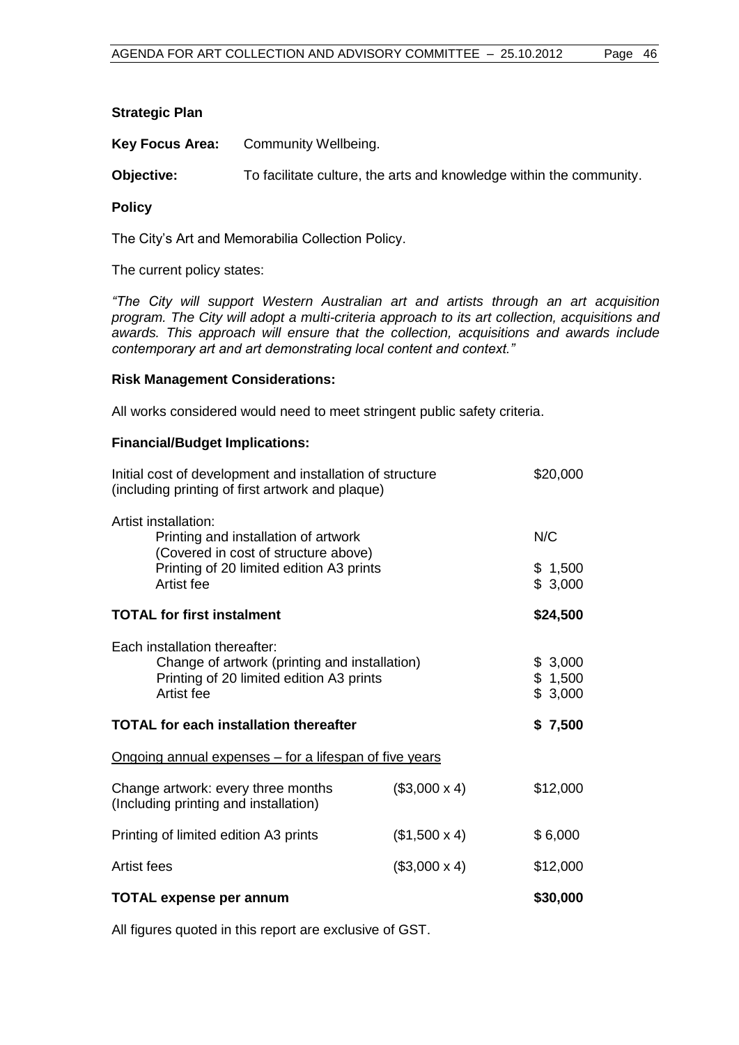**Strategic Plan**

**Key Focus Area:** Community Wellbeing.

**Objective:** To facilitate culture, the arts and knowledge within the community.

**Policy**

The City's Art and Memorabilia Collection Policy.

The current policy states:

*"The City will support Western Australian art and artists through an art acquisition program. The City will adopt a multi-criteria approach to its art collection, acquisitions and awards. This approach will ensure that the collection, acquisitions and awards include contemporary art and art demonstrating local content and context."*

**Risk Management Considerations:**

All works considered would need to meet stringent public safety criteria.

**Financial/Budget Implications:**

| | | |
|---|---|---|
| Initial cost of development and installation of structure (including printing of first artwork and plaque) | | $20,000 |
| Artist installation: | | |
| Printing and installation of artwork (Covered in cost of structure above) | | N/C |
| Printing of 20 limited edition A3 prints | | $ 1,500 |
| Artist fee | | $ 3,000 |
| **TOTAL for first instalment** | | **$24,500** |
| Each installation thereafter: | | |
| Change of artwork (printing and installation) | | $ 3,000 |
| Printing of 20 limited edition A3 prints | | $ 1,500 |
| Artist fee | | $ 3,000 |
| **TOTAL for each installation thereafter** | | **$ 7,500** |
| <u>Ongoing annual expenses – for a lifespan of five years</u> | | |
| Change artwork: every three months (Including printing and installation) | ($3,000 x 4) | $12,000 |
| Printing of limited edition A3 prints | ($1,500 x 4) | $ 6,000 |
| Artist fees | ($3,000 x 4) | $12,000 |
| **TOTAL expense per annum** | | **$30,000** |

All figures quoted in this report are exclusive of GST.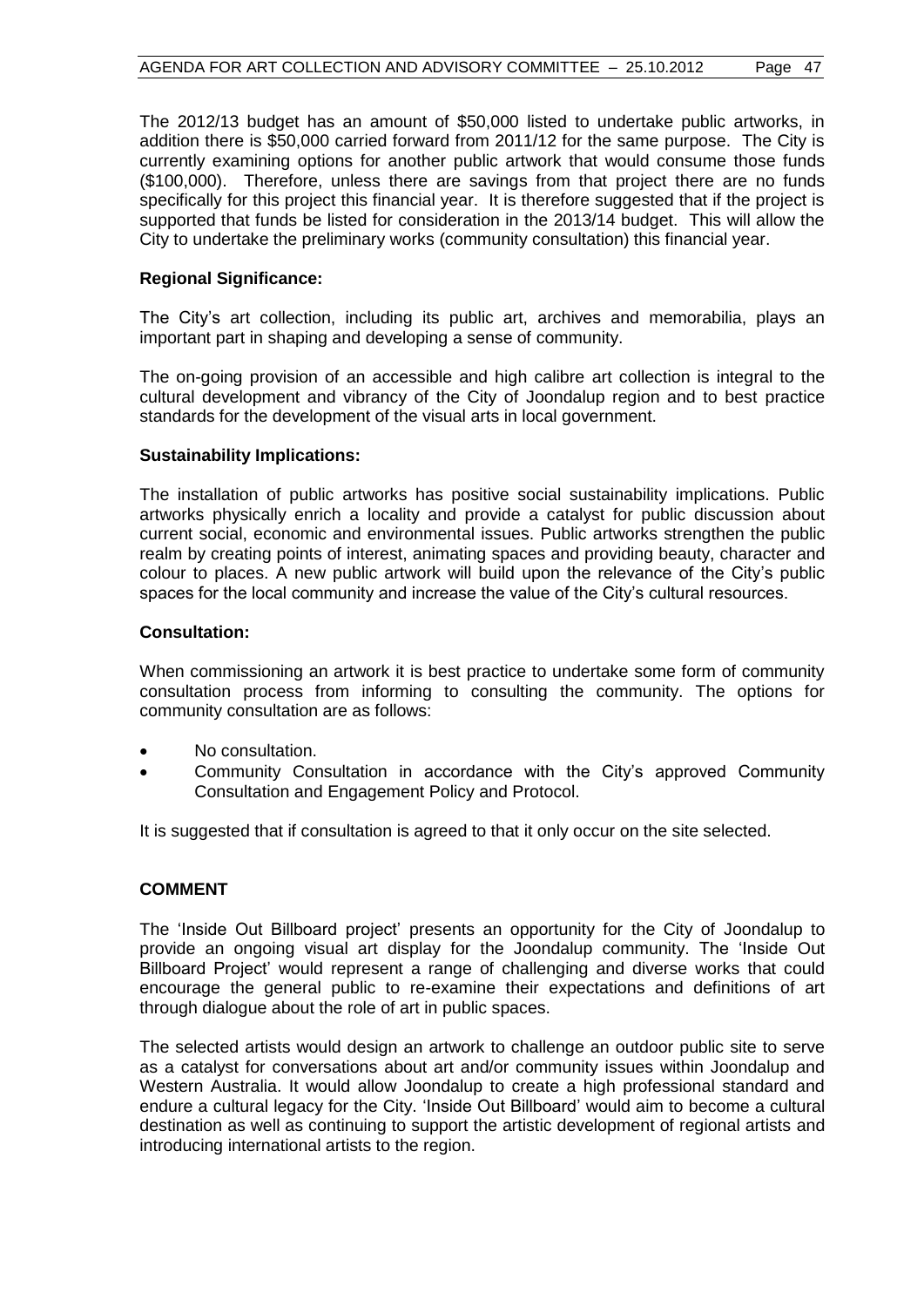The 2012/13 budget has an amount of $50,000 listed to undertake public artworks, in addition there is $50,000 carried forward from 2011/12 for the same purpose. The City is currently examining options for another public artwork that would consume those funds ($100,000). Therefore, unless there are savings from that project there are no funds specifically for this project this financial year. It is therefore suggested that if the project is supported that funds be listed for consideration in the 2013/14 budget. This will allow the City to undertake the preliminary works (community consultation) this financial year.

**Regional Significance:**

The City's art collection, including its public art, archives and memorabilia, plays an important part in shaping and developing a sense of community.

The on-going provision of an accessible and high calibre art collection is integral to the cultural development and vibrancy of the City of Joondalup region and to best practice standards for the development of the visual arts in local government.

**Sustainability Implications:**

The installation of public artworks has positive social sustainability implications. Public artworks physically enrich a locality and provide a catalyst for public discussion about current social, economic and environmental issues. Public artworks strengthen the public realm by creating points of interest, animating spaces and providing beauty, character and colour to places. A new public artwork will build upon the relevance of the City's public spaces for the local community and increase the value of the City's cultural resources.

**Consultation:**

When commissioning an artwork it is best practice to undertake some form of community consultation process from informing to consulting the community. The options for community consultation are as follows:

- No consultation.
- Community Consultation in accordance with the City's approved Community Consultation and Engagement Policy and Protocol.

It is suggested that if consultation is agreed to that it only occur on the site selected.

## COMMENT

The 'Inside Out Billboard project' presents an opportunity for the City of Joondalup to provide an ongoing visual art display for the Joondalup community. The 'Inside Out Billboard Project' would represent a range of challenging and diverse works that could encourage the general public to re-examine their expectations and definitions of art through dialogue about the role of art in public spaces.

The selected artists would design an artwork to challenge an outdoor public site to serve as a catalyst for conversations about art and/or community issues within Joondalup and Western Australia. It would allow Joondalup to create a high professional standard and endure a cultural legacy for the City. 'Inside Out Billboard' would aim to become a cultural destination as well as continuing to support the artistic development of regional artists and introducing international artists to the region.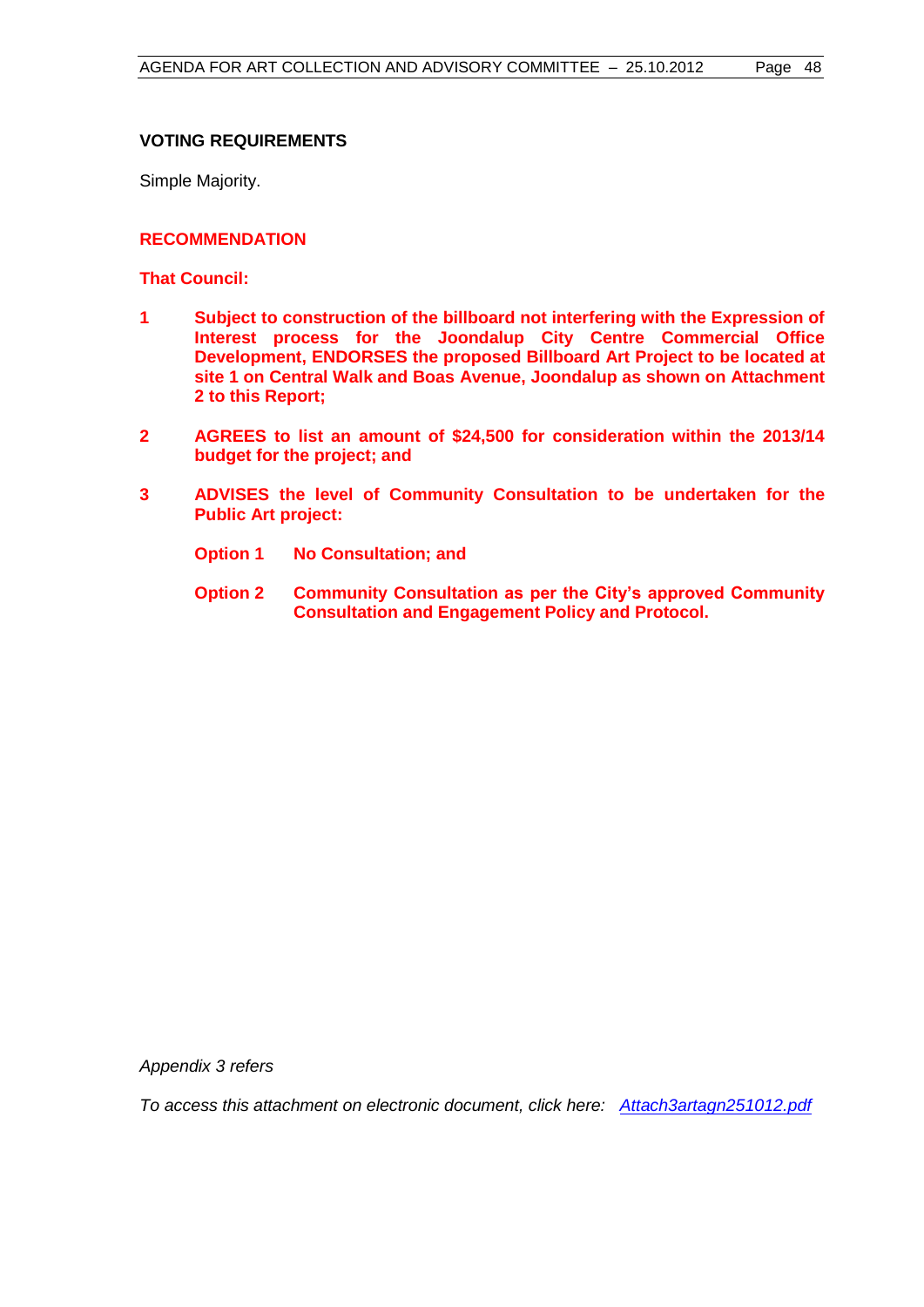**VOTING REQUIREMENTS**

Simple Majority.

**RECOMMENDATION**

**That Council:**

**1** **Subject to construction of the billboard not interfering with the Expression of Interest process for the Joondalup City Centre Commercial Office Development, ENDORSES the proposed Billboard Art Project to be located at site 1 on Central Walk and Boas Avenue, Joondalup as shown on Attachment 2 to this Report;**

**2** **AGREES to list an amount of $24,500 for consideration within the 2013/14 budget for the project; and**

**3** **ADVISES the level of Community Consultation to be undertaken for the Public Art project:**

**Option 1** **No Consultation; and**

**Option 2** **Community Consultation as per the City's approved Community Consultation and Engagement Policy and Protocol.**

*Appendix 3 refers*

*To access this attachment on electronic document, click here: Attach3artagn251012.pdf*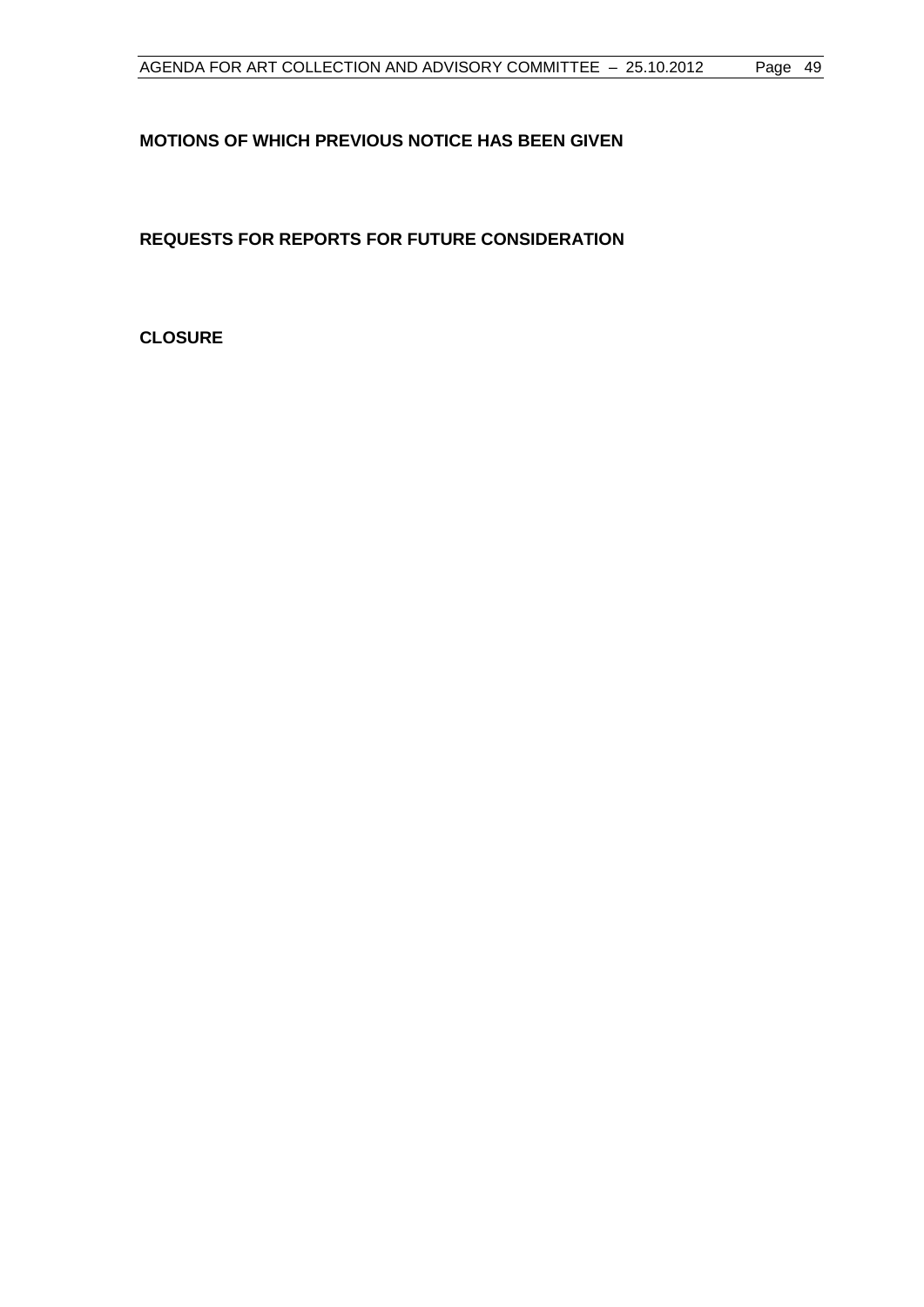**MOTIONS OF WHICH PREVIOUS NOTICE HAS BEEN GIVEN**

**REQUESTS FOR REPORTS FOR FUTURE CONSIDERATION**

**CLOSURE**